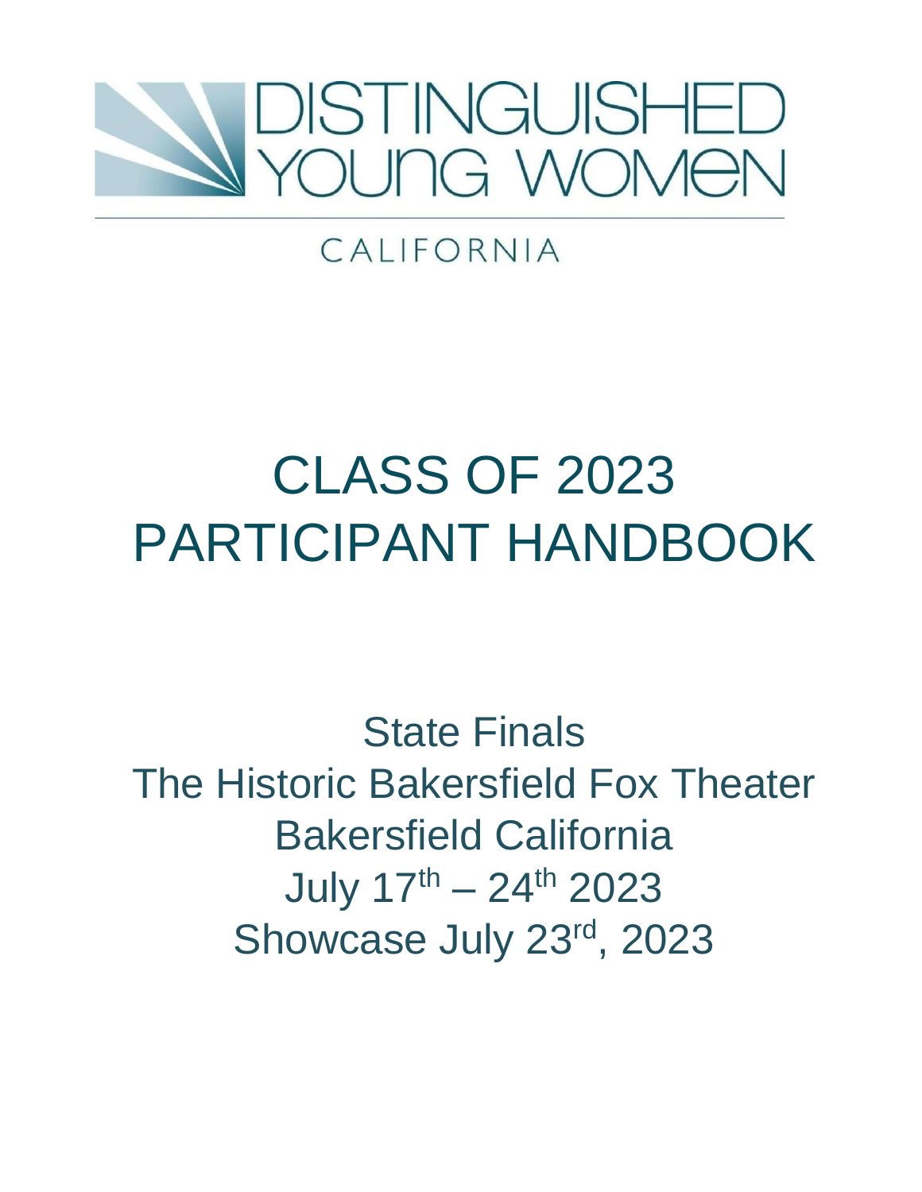DISTINGUISHED YOUNG WOMEN

CALIFORNIA

# CLASS OF 2023 PARTICIPANT HANDBOOK

State Finals
The Historic Bakersfield Fox Theater
Bakersfield California
July 17th – 24th 2023
Showcase July 23rd, 2023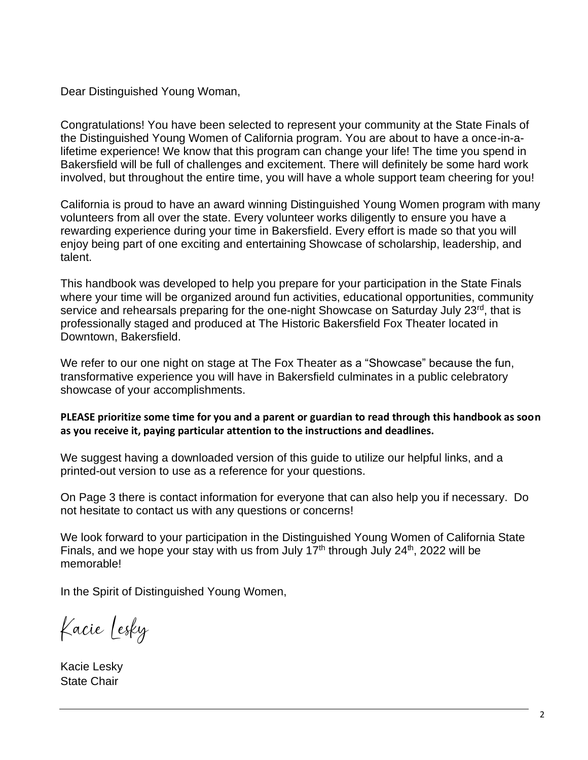Dear Distinguished Young Woman,

Congratulations! You have been selected to represent your community at the State Finals of the Distinguished Young Women of California program. You are about to have a once-in-a-lifetime experience! We know that this program can change your life! The time you spend in Bakersfield will be full of challenges and excitement. There will definitely be some hard work involved, but throughout the entire time, you will have a whole support team cheering for you!

California is proud to have an award winning Distinguished Young Women program with many volunteers from all over the state. Every volunteer works diligently to ensure you have a rewarding experience during your time in Bakersfield. Every effort is made so that you will enjoy being part of one exciting and entertaining Showcase of scholarship, leadership, and talent.

This handbook was developed to help you prepare for your participation in the State Finals where your time will be organized around fun activities, educational opportunities, community service and rehearsals preparing for the one-night Showcase on Saturday July 23rd, that is professionally staged and produced at The Historic Bakersfield Fox Theater located in Downtown, Bakersfield.

We refer to our one night on stage at The Fox Theater as a "Showcase" because the fun, transformative experience you will have in Bakersfield culminates in a public celebratory showcase of your accomplishments.

**PLEASE prioritize some time for you and a parent or guardian to read through this handbook as soon as you receive it, paying particular attention to the instructions and deadlines.**

We suggest having a downloaded version of this guide to utilize our helpful links, and a printed-out version to use as a reference for your questions.

On Page 3 there is contact information for everyone that can also help you if necessary. Do not hesitate to contact us with any questions or concerns!

We look forward to your participation in the Distinguished Young Women of California State Finals, and we hope your stay with us from July 17th through July 24th, 2022 will be memorable!

In the Spirit of Distinguished Young Women,

*Kacie Lesky*

Kacie Lesky
State Chair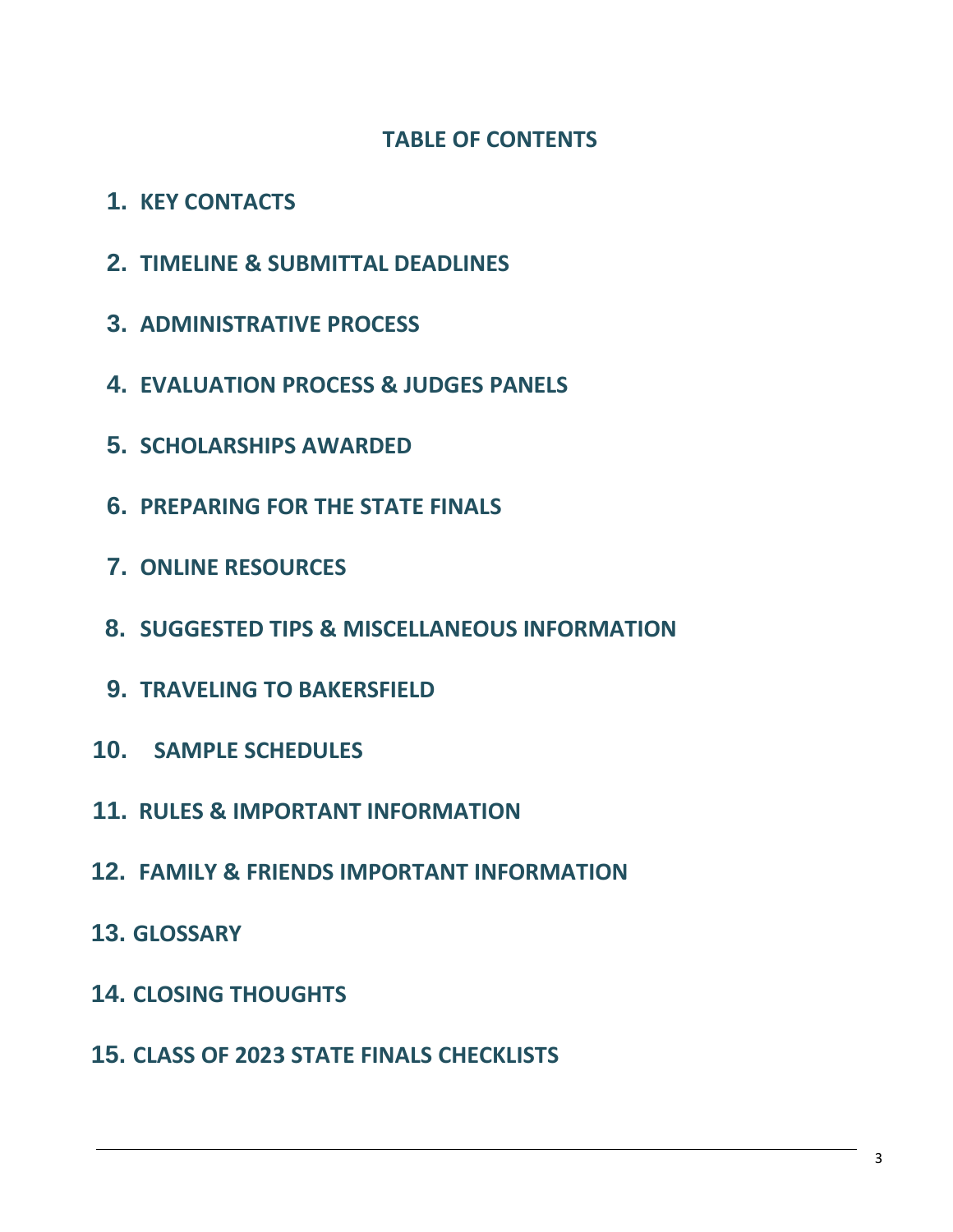# TABLE OF CONTENTS

1. **KEY CONTACTS**
2. **TIMELINE & SUBMITTAL DEADLINES**
3. **ADMINISTRATIVE PROCESS**
4. **EVALUATION PROCESS & JUDGES PANELS**
5. **SCHOLARSHIPS AWARDED**
6. **PREPARING FOR THE STATE FINALS**
7. **ONLINE RESOURCES**
8. **SUGGESTED TIPS & MISCELLANEOUS INFORMATION**
9. **TRAVELING TO BAKERSFIELD**
10. **SAMPLE SCHEDULES**
11. **RULES & IMPORTANT INFORMATION**
12. **FAMILY & FRIENDS IMPORTANT INFORMATION**
13. **GLOSSARY**
14. **CLOSING THOUGHTS**
15. **CLASS OF 2023 STATE FINALS CHECKLISTS**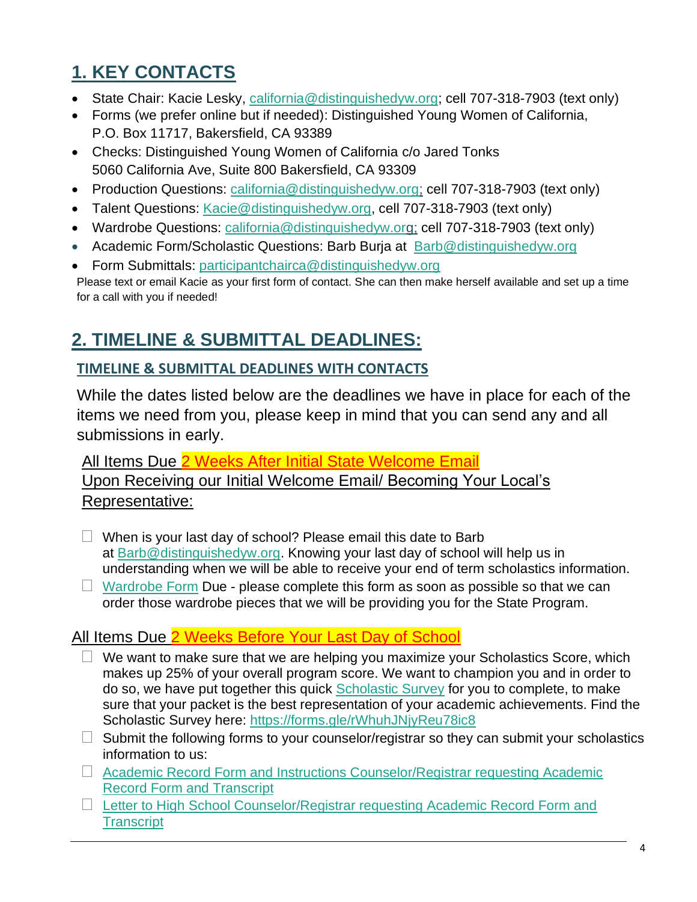## 1. KEY CONTACTS

- State Chair: Kacie Lesky, california@distinguishedyw.org; cell 707-318-7903 (text only)
- Forms (we prefer online but if needed): Distinguished Young Women of California, P.O. Box 11717, Bakersfield, CA 93389
- Checks: Distinguished Young Women of California c/o Jared Tonks 5060 California Ave, Suite 800 Bakersfield, CA 93309
- Production Questions: california@distinguishedyw.org; cell 707-318-7903 (text only)
- Talent Questions: Kacie@distinguishedyw.org, cell 707-318-7903 (text only)
- Wardrobe Questions: california@distinguishedyw.org; cell 707-318-7903 (text only)
- Academic Form/Scholastic Questions: Barb Burja at Barb@distinguishedyw.org
- Form Submittals: participantchairca@distinguishedyw.org

Please text or email Kacie as your first form of contact. She can then make herself available and set up a time for a call with you if needed!

## 2. TIMELINE & SUBMITTAL DEADLINES:

### TIMELINE & SUBMITTAL DEADLINES WITH CONTACTS

While the dates listed below are the deadlines we have in place for each of the items we need from you, please keep in mind that you can send any and all submissions in early.

All Items Due **2 Weeks After Initial State Welcome Email**
Upon Receiving our Initial Welcome Email/ Becoming Your Local's Representative:

- ☐ When is your last day of school? Please email this date to Barb at Barb@distinguishedyw.org. Knowing your last day of school will help us in understanding when we will be able to receive your end of term scholastics information.
- ☐ Wardrobe Form Due - please complete this form as soon as possible so that we can order those wardrobe pieces that we will be providing you for the State Program.

All Items Due **2 Weeks Before Your Last Day of School**

- ☐ We want to make sure that we are helping you maximize your Scholastics Score, which makes up 25% of your overall program score. We want to champion you and in order to do so, we have put together this quick Scholastic Survey for you to complete, to make sure that your packet is the best representation of your academic achievements. Find the Scholastic Survey here: https://forms.gle/rWhuhJNjyReu78ic8
- ☐ Submit the following forms to your counselor/registrar so they can submit your scholastics information to us:
- ☐ Academic Record Form and Instructions Counselor/Registrar requesting Academic Record Form and Transcript
- ☐ Letter to High School Counselor/Registrar requesting Academic Record Form and Transcript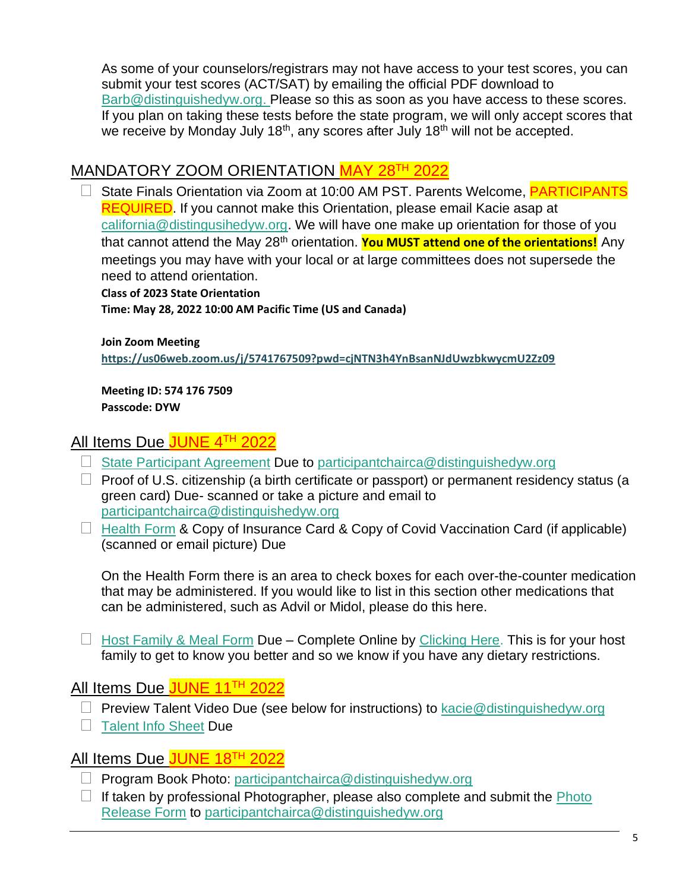As some of your counselors/registrars may not have access to your test scores, you can submit your test scores (ACT/SAT) by emailing the official PDF download to Barb@distinguishedyw.org. Please so this as soon as you have access to these scores. If you plan on taking these tests before the state program, we will only accept scores that we receive by Monday July 18th, any scores after July 18th will not be accepted.

## MANDATORY ZOOM ORIENTATION MAY 28TH 2022

- ☐ State Finals Orientation via Zoom at 10:00 AM PST. Parents Welcome, PARTICIPANTS REQUIRED. If you cannot make this Orientation, please email Kacie asap at california@distingusihedyw.org. We will have one make up orientation for those of you that cannot attend the May 28th orientation. **You MUST attend one of the orientations!** Any meetings you may have with your local or at large committees does not supersede the need to attend orientation.

  **Class of 2023 State Orientation**
  **Time: May 28, 2022 10:00 AM Pacific Time (US and Canada)**

  **Join Zoom Meeting**
  **https://us06web.zoom.us/j/5741767509?pwd=cjNTN3h4YnBsanNJdUwzbkwycmU2Zz09**

  **Meeting ID: 574 176 7509**
  **Passcode: DYW**

## All Items Due JUNE 4TH 2022

- ☐ State Participant Agreement Due to participantchairca@distinguishedyw.org
- ☐ Proof of U.S. citizenship (a birth certificate or passport) or permanent residency status (a green card) Due- scanned or take a picture and email to participantchairca@distinguishedyw.org
- ☐ Health Form & Copy of Insurance Card & Copy of Covid Vaccination Card (if applicable) (scanned or email picture) Due

  On the Health Form there is an area to check boxes for each over-the-counter medication that may be administered. If you would like to list in this section other medications that can be administered, such as Advil or Midol, please do this here.

- ☐ Host Family & Meal Form Due – Complete Online by Clicking Here. This is for your host family to get to know you better and so we know if you have any dietary restrictions.

## All Items Due JUNE 11TH 2022

- ☐ Preview Talent Video Due (see below for instructions) to kacie@distinguishedyw.org
- ☐ Talent Info Sheet Due

## All Items Due JUNE 18TH 2022

- ☐ Program Book Photo: participantchairca@distinguishedyw.org
- ☐ If taken by professional Photographer, please also complete and submit the Photo Release Form to participantchairca@distinguishedyw.org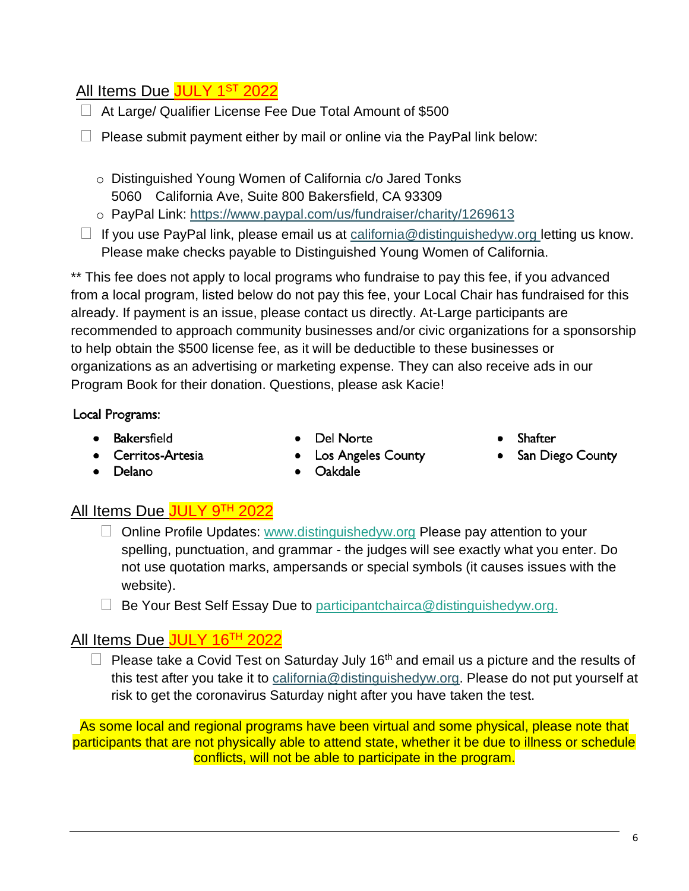## All Items Due JULY 1ST 2022

- ☐ At Large/ Qualifier License Fee Due Total Amount of $500
- ☐ Please submit payment either by mail or online via the PayPal link below:
  - Distinguished Young Women of California c/o Jared Tonks
    5060 California Ave, Suite 800 Bakersfield, CA 93309
  - PayPal Link: https://www.paypal.com/us/fundraiser/charity/1269613
- ☐ If you use PayPal link, please email us at california@distinguishedyw.org letting us know. Please make checks payable to Distinguished Young Women of California.

** This fee does not apply to local programs who fundraise to pay this fee, if you advanced from a local program, listed below do not pay this fee, your Local Chair has fundraised for this already. If payment is an issue, please contact us directly. At-Large participants are recommended to approach community businesses and/or civic organizations for a sponsorship to help obtain the $500 license fee, as it will be deductible to these businesses or organizations as an advertising or marketing expense. They can also receive ads in our Program Book for their donation. Questions, please ask Kacie!

Local Programs:

- Bakersfield
- Cerritos-Artesia
- Delano
- Del Norte
- Los Angeles County
- Oakdale
- Shafter
- San Diego County

## All Items Due JULY 9TH 2022

- ☐ Online Profile Updates: www.distinguishedyw.org Please pay attention to your spelling, punctuation, and grammar - the judges will see exactly what you enter. Do not use quotation marks, ampersands or special symbols (it causes issues with the website).
- ☐ Be Your Best Self Essay Due to participantchairca@distinguishedyw.org.

## All Items Due JULY 16TH 2022

- ☐ Please take a Covid Test on Saturday July 16th and email us a picture and the results of this test after you take it to california@distinguishedyw.org. Please do not put yourself at risk to get the coronavirus Saturday night after you have taken the test.

As some local and regional programs have been virtual and some physical, please note that participants that are not physically able to attend state, whether it be due to illness or schedule conflicts, will not be able to participate in the program.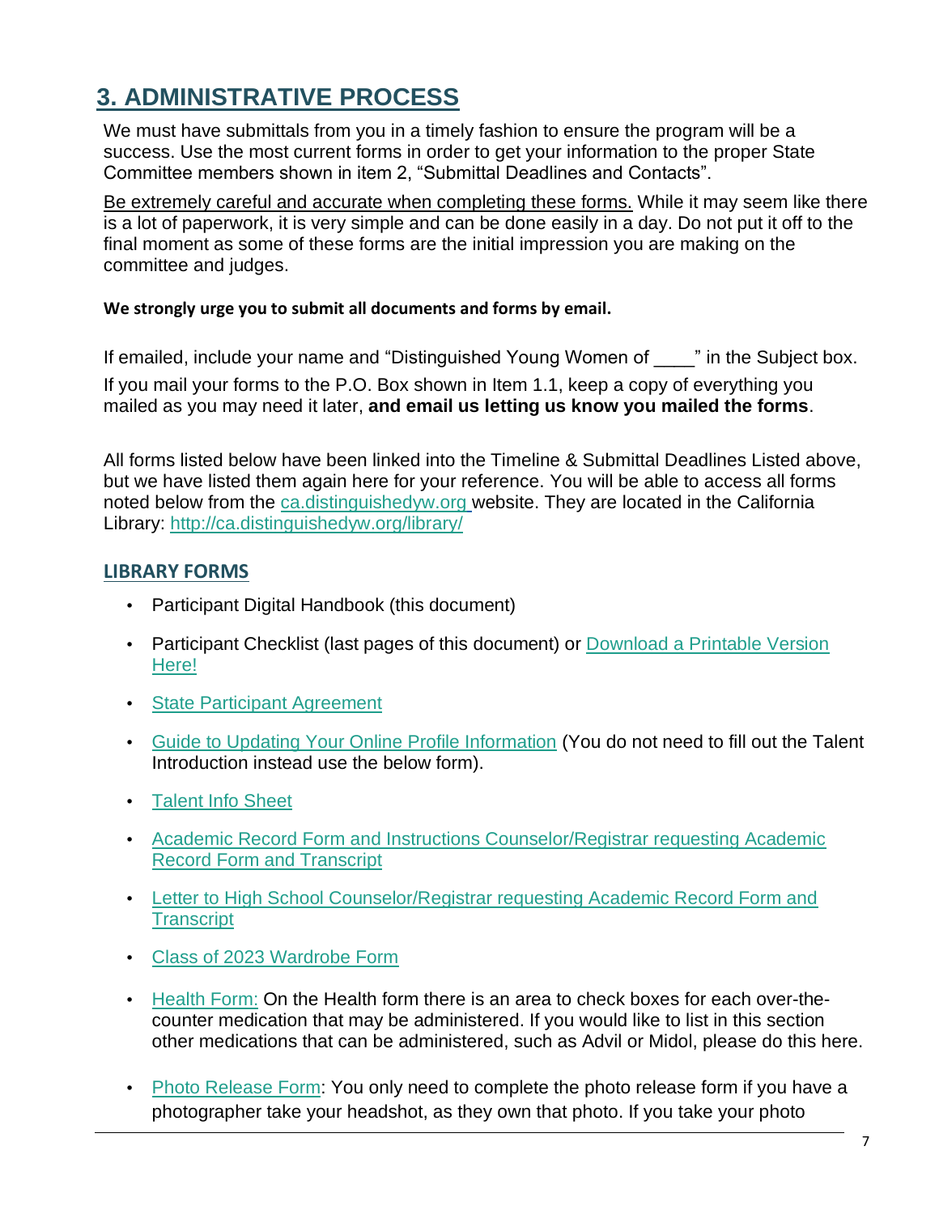# 3. ADMINISTRATIVE PROCESS

We must have submittals from you in a timely fashion to ensure the program will be a success. Use the most current forms in order to get your information to the proper State Committee members shown in item 2, "Submittal Deadlines and Contacts".

Be extremely careful and accurate when completing these forms. While it may seem like there is a lot of paperwork, it is very simple and can be done easily in a day. Do not put it off to the final moment as some of these forms are the initial impression you are making on the committee and judges.

**We strongly urge you to submit all documents and forms by email.**

If emailed, include your name and "Distinguished Young Women of ____" in the Subject box.

If you mail your forms to the P.O. Box shown in Item 1.1, keep a copy of everything you mailed as you may need it later, **and email us letting us know you mailed the forms**.

All forms listed below have been linked into the Timeline & Submittal Deadlines Listed above, but we have listed them again here for your reference. You will be able to access all forms noted below from the ca.distinguishedyw.org website. They are located in the California Library: http://ca.distinguishedyw.org/library/

## LIBRARY FORMS

- Participant Digital Handbook (this document)
- Participant Checklist (last pages of this document) or Download a Printable Version Here!
- State Participant Agreement
- Guide to Updating Your Online Profile Information (You do not need to fill out the Talent Introduction instead use the below form).
- Talent Info Sheet
- Academic Record Form and Instructions Counselor/Registrar requesting Academic Record Form and Transcript
- Letter to High School Counselor/Registrar requesting Academic Record Form and Transcript
- Class of 2023 Wardrobe Form
- Health Form: On the Health form there is an area to check boxes for each over-the-counter medication that may be administered. If you would like to list in this section other medications that can be administered, such as Advil or Midol, please do this here.
- Photo Release Form: You only need to complete the photo release form if you have a photographer take your headshot, as they own that photo. If you take your photo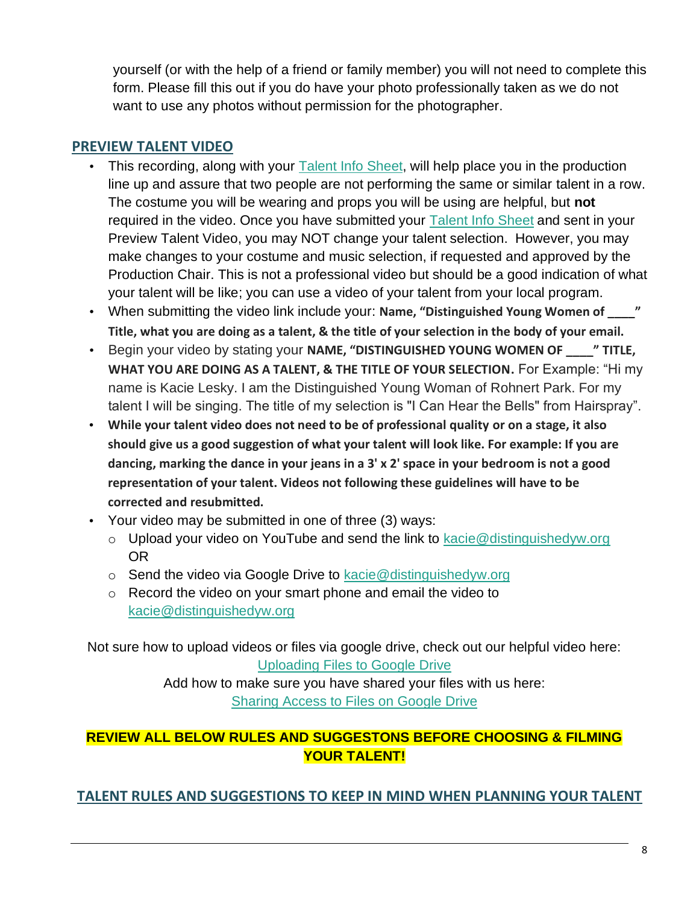yourself (or with the help of a friend or family member) you will not need to complete this form. Please fill this out if you do have your photo professionally taken as we do not want to use any photos without permission for the photographer.

## PREVIEW TALENT VIDEO

- This recording, along with your Talent Info Sheet, will help place you in the production line up and assure that two people are not performing the same or similar talent in a row. The costume you will be wearing and props you will be using are helpful, but **not** required in the video. Once you have submitted your Talent Info Sheet and sent in your Preview Talent Video, you may NOT change your talent selection. However, you may make changes to your costume and music selection, if requested and approved by the Production Chair. This is not a professional video but should be a good indication of what your talent will be like; you can use a video of your talent from your local program.
- When submitting the video link include your: **Name, "Distinguished Young Women of ____" Title, what you are doing as a talent, & the title of your selection in the body of your email.**
- Begin your video by stating your **NAME, "DISTINGUISHED YOUNG WOMEN OF ____" TITLE, WHAT YOU ARE DOING AS A TALENT, & THE TITLE OF YOUR SELECTION.** For Example: "Hi my name is Kacie Lesky. I am the Distinguished Young Woman of Rohnert Park. For my talent I will be singing. The title of my selection is "I Can Hear the Bells" from Hairspray".
- **While your talent video does not need to be of professional quality or on a stage, it also should give us a good suggestion of what your talent will look like. For example: If you are dancing, marking the dance in your jeans in a 3' x 2' space in your bedroom is not a good representation of your talent. Videos not following these guidelines will have to be corrected and resubmitted.**
- Your video may be submitted in one of three (3) ways:
  - Upload your video on YouTube and send the link to kacie@distinguishedyw.org OR
  - Send the video via Google Drive to kacie@distinguishedyw.org
  - Record the video on your smart phone and email the video to kacie@distinguishedyw.org

Not sure how to upload videos or files via google drive, check out our helpful video here: Uploading Files to Google Drive

Add how to make sure you have shared your files with us here: Sharing Access to Files on Google Drive

**REVIEW ALL BELOW RULES AND SUGGESTONS BEFORE CHOOSING & FILMING YOUR TALENT!**

## TALENT RULES AND SUGGESTIONS TO KEEP IN MIND WHEN PLANNING YOUR TALENT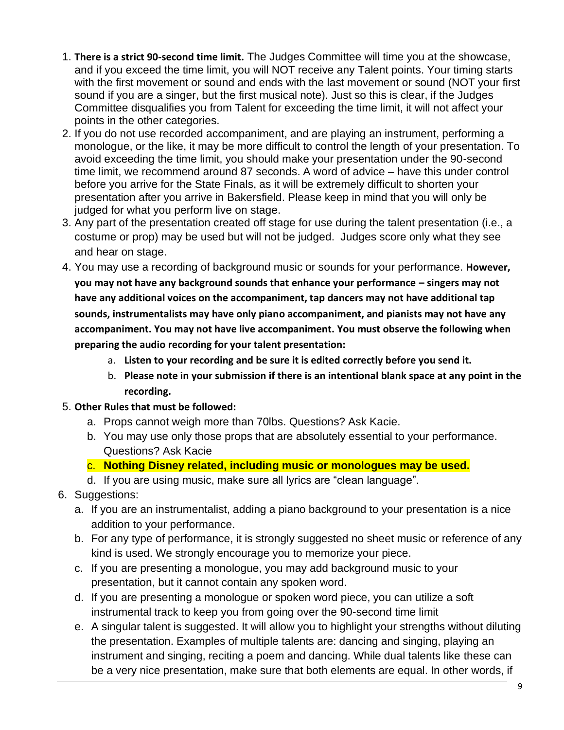1. **There is a strict 90-second time limit.** The Judges Committee will time you at the showcase, and if you exceed the time limit, you will NOT receive any Talent points. Your timing starts with the first movement or sound and ends with the last movement or sound (NOT your first sound if you are a singer, but the first musical note). Just so this is clear, if the Judges Committee disqualifies you from Talent for exceeding the time limit, it will not affect your points in the other categories.
2. If you do not use recorded accompaniment, and are playing an instrument, performing a monologue, or the like, it may be more difficult to control the length of your presentation. To avoid exceeding the time limit, you should make your presentation under the 90-second time limit, we recommend around 87 seconds. A word of advice – have this under control before you arrive for the State Finals, as it will be extremely difficult to shorten your presentation after you arrive in Bakersfield. Please keep in mind that you will only be judged for what you perform live on stage.
3. Any part of the presentation created off stage for use during the talent presentation (i.e., a costume or prop) may be used but will not be judged. Judges score only what they see and hear on stage.
4. You may use a recording of background music or sounds for your performance. **However, you may not have any background sounds that enhance your performance – singers may not have any additional voices on the accompaniment, tap dancers may not have additional tap sounds, instrumentalists may have only piano accompaniment, and pianists may not have any accompaniment. You may not have live accompaniment. You must observe the following when preparing the audio recording for your talent presentation:**
    a. **Listen to your recording and be sure it is edited correctly before you send it.**
    b. **Please note in your submission if there is an intentional blank space at any point in the recording.**
5. **Other Rules that must be followed:**
    a. Props cannot weigh more than 70lbs. Questions? Ask Kacie.
    b. You may use only those props that are absolutely essential to your performance. Questions? Ask Kacie
    c. **Nothing Disney related, including music or monologues may be used.**
    d. If you are using music, make sure all lyrics are "clean language".
6. Suggestions:
    a. If you are an instrumentalist, adding a piano background to your presentation is a nice addition to your performance.
    b. For any type of performance, it is strongly suggested no sheet music or reference of any kind is used. We strongly encourage you to memorize your piece.
    c. If you are presenting a monologue, you may add background music to your presentation, but it cannot contain any spoken word.
    d. If you are presenting a monologue or spoken word piece, you can utilize a soft instrumental track to keep you from going over the 90-second time limit
    e. A singular talent is suggested. It will allow you to highlight your strengths without diluting the presentation. Examples of multiple talents are: dancing and singing, playing an instrument and singing, reciting a poem and dancing. While dual talents like these can be a very nice presentation, make sure that both elements are equal. In other words, if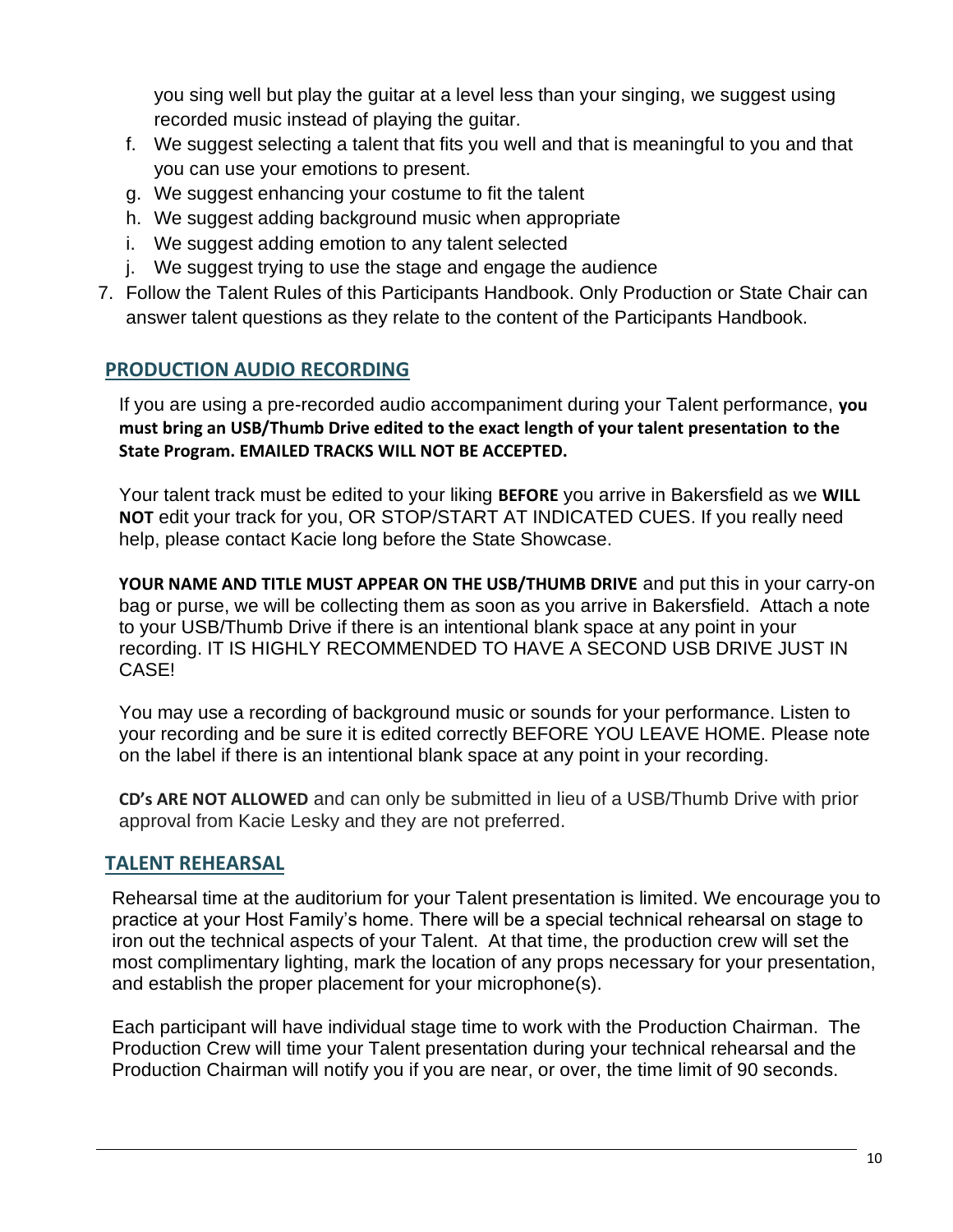you sing well but play the guitar at a level less than your singing, we suggest using recorded music instead of playing the guitar.

   f. We suggest selecting a talent that fits you well and that is meaningful to you and that you can use your emotions to present.
   g. We suggest enhancing your costume to fit the talent
   h. We suggest adding background music when appropriate
   i. We suggest adding emotion to any talent selected
   j. We suggest trying to use the stage and engage the audience

7. Follow the Talent Rules of this Participants Handbook. Only Production or State Chair can answer talent questions as they relate to the content of the Participants Handbook.

## PRODUCTION AUDIO RECORDING

If you are using a pre-recorded audio accompaniment during your Talent performance, **you must bring an USB/Thumb Drive edited to the exact length of your talent presentation to the State Program. EMAILED TRACKS WILL NOT BE ACCEPTED.**

Your talent track must be edited to your liking **BEFORE** you arrive in Bakersfield as we **WILL NOT** edit your track for you, OR STOP/START AT INDICATED CUES. If you really need help, please contact Kacie long before the State Showcase.

**YOUR NAME AND TITLE MUST APPEAR ON THE USB/THUMB DRIVE** and put this in your carry-on bag or purse, we will be collecting them as soon as you arrive in Bakersfield. Attach a note to your USB/Thumb Drive if there is an intentional blank space at any point in your recording. IT IS HIGHLY RECOMMENDED TO HAVE A SECOND USB DRIVE JUST IN CASE!

You may use a recording of background music or sounds for your performance. Listen to your recording and be sure it is edited correctly BEFORE YOU LEAVE HOME. Please note on the label if there is an intentional blank space at any point in your recording.

**CD's ARE NOT ALLOWED** and can only be submitted in lieu of a USB/Thumb Drive with prior approval from Kacie Lesky and they are not preferred.

## TALENT REHEARSAL

Rehearsal time at the auditorium for your Talent presentation is limited. We encourage you to practice at your Host Family's home. There will be a special technical rehearsal on stage to iron out the technical aspects of your Talent. At that time, the production crew will set the most complimentary lighting, mark the location of any props necessary for your presentation, and establish the proper placement for your microphone(s).

Each participant will have individual stage time to work with the Production Chairman. The Production Crew will time your Talent presentation during your technical rehearsal and the Production Chairman will notify you if you are near, or over, the time limit of 90 seconds.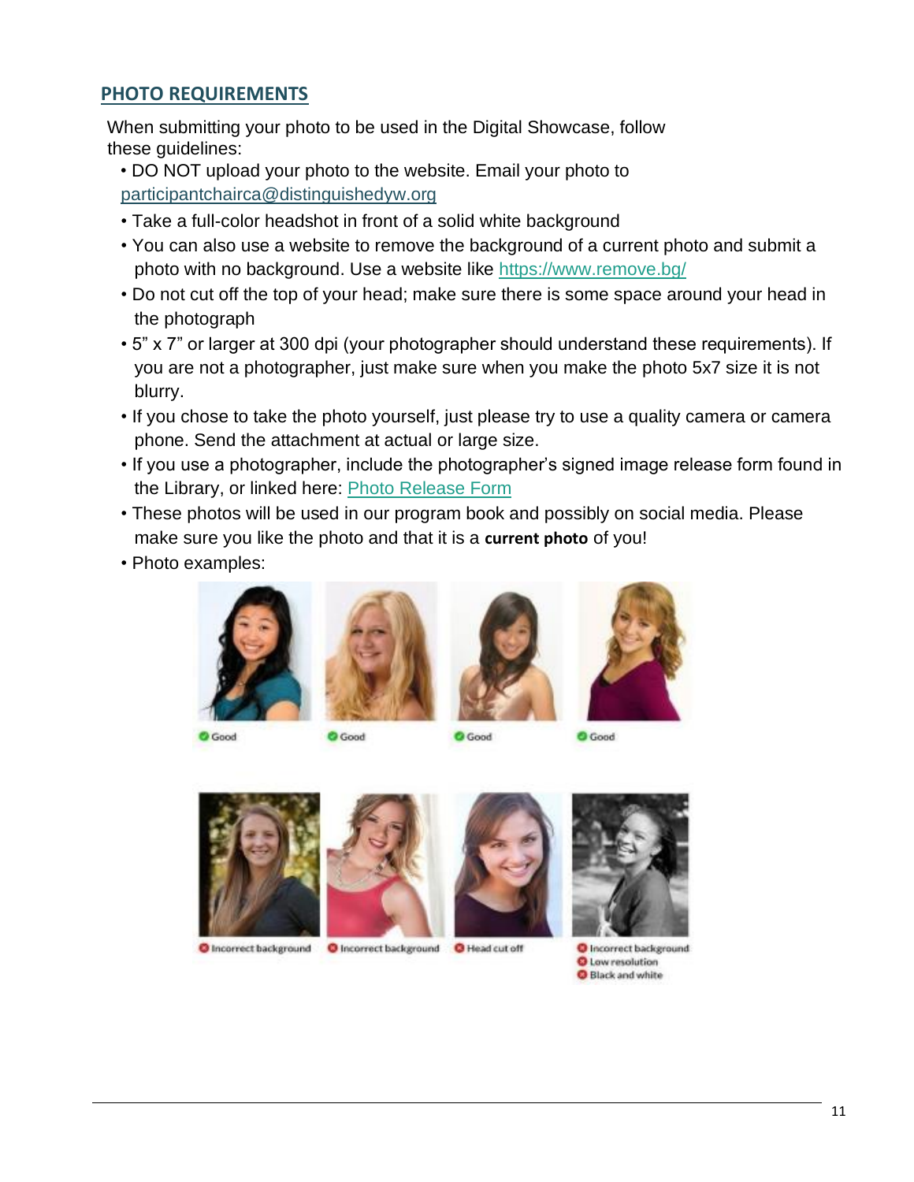## PHOTO REQUIREMENTS

When submitting your photo to be used in the Digital Showcase, follow these guidelines:

- DO NOT upload your photo to the website. Email your photo to participantchairca@distinguishedyw.org
- Take a full-color headshot in front of a solid white background
- You can also use a website to remove the background of a current photo and submit a photo with no background. Use a website like https://www.remove.bg/
- Do not cut off the top of your head; make sure there is some space around your head in the photograph
- 5" x 7" or larger at 300 dpi (your photographer should understand these requirements). If you are not a photographer, just make sure when you make the photo 5x7 size it is not blurry.
- If you chose to take the photo yourself, just please try to use a quality camera or camera phone. Send the attachment at actual or large size.
- If you use a photographer, include the photographer's signed image release form found in the Library, or linked here: Photo Release Form
- These photos will be used in our program book and possibly on social media. Please make sure you like the photo and that it is a **current photo** of you!
- Photo examples:

Good | Good | Good | Good

Incorrect background | Incorrect background | Head cut off | Incorrect background, Low resolution, Black and white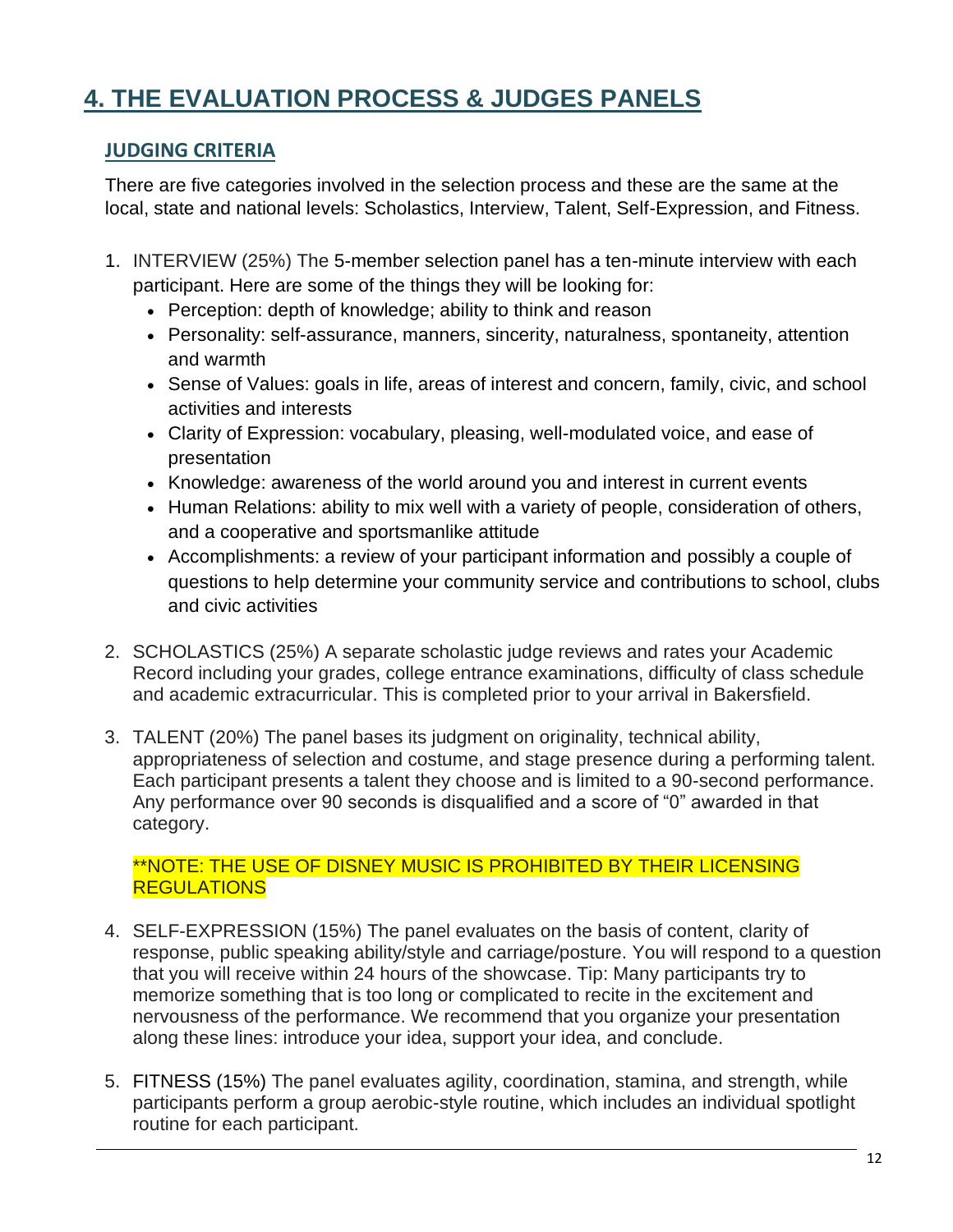# 4. THE EVALUATION PROCESS & JUDGES PANELS

## JUDGING CRITERIA

There are five categories involved in the selection process and these are the same at the local, state and national levels: Scholastics, Interview, Talent, Self-Expression, and Fitness.

1. INTERVIEW (25%) The 5-member selection panel has a ten-minute interview with each participant. Here are some of the things they will be looking for:
   - Perception: depth of knowledge; ability to think and reason
   - Personality: self-assurance, manners, sincerity, naturalness, spontaneity, attention and warmth
   - Sense of Values: goals in life, areas of interest and concern, family, civic, and school activities and interests
   - Clarity of Expression: vocabulary, pleasing, well-modulated voice, and ease of presentation
   - Knowledge: awareness of the world around you and interest in current events
   - Human Relations: ability to mix well with a variety of people, consideration of others, and a cooperative and sportsmanlike attitude
   - Accomplishments: a review of your participant information and possibly a couple of questions to help determine your community service and contributions to school, clubs and civic activities

2. SCHOLASTICS (25%) A separate scholastic judge reviews and rates your Academic Record including your grades, college entrance examinations, difficulty of class schedule and academic extracurricular. This is completed prior to your arrival in Bakersfield.

3. TALENT (20%) The panel bases its judgment on originality, technical ability, appropriateness of selection and costume, and stage presence during a performing talent. Each participant presents a talent they choose and is limited to a 90-second performance. Any performance over 90 seconds is disqualified and a score of "0" awarded in that category.

   **NOTE: THE USE OF DISNEY MUSIC IS PROHIBITED BY THEIR LICENSING REGULATIONS

4. SELF-EXPRESSION (15%) The panel evaluates on the basis of content, clarity of response, public speaking ability/style and carriage/posture. You will respond to a question that you will receive within 24 hours of the showcase. Tip: Many participants try to memorize something that is too long or complicated to recite in the excitement and nervousness of the performance. We recommend that you organize your presentation along these lines: introduce your idea, support your idea, and conclude.

5. FITNESS (15%) The panel evaluates agility, coordination, stamina, and strength, while participants perform a group aerobic-style routine, which includes an individual spotlight routine for each participant.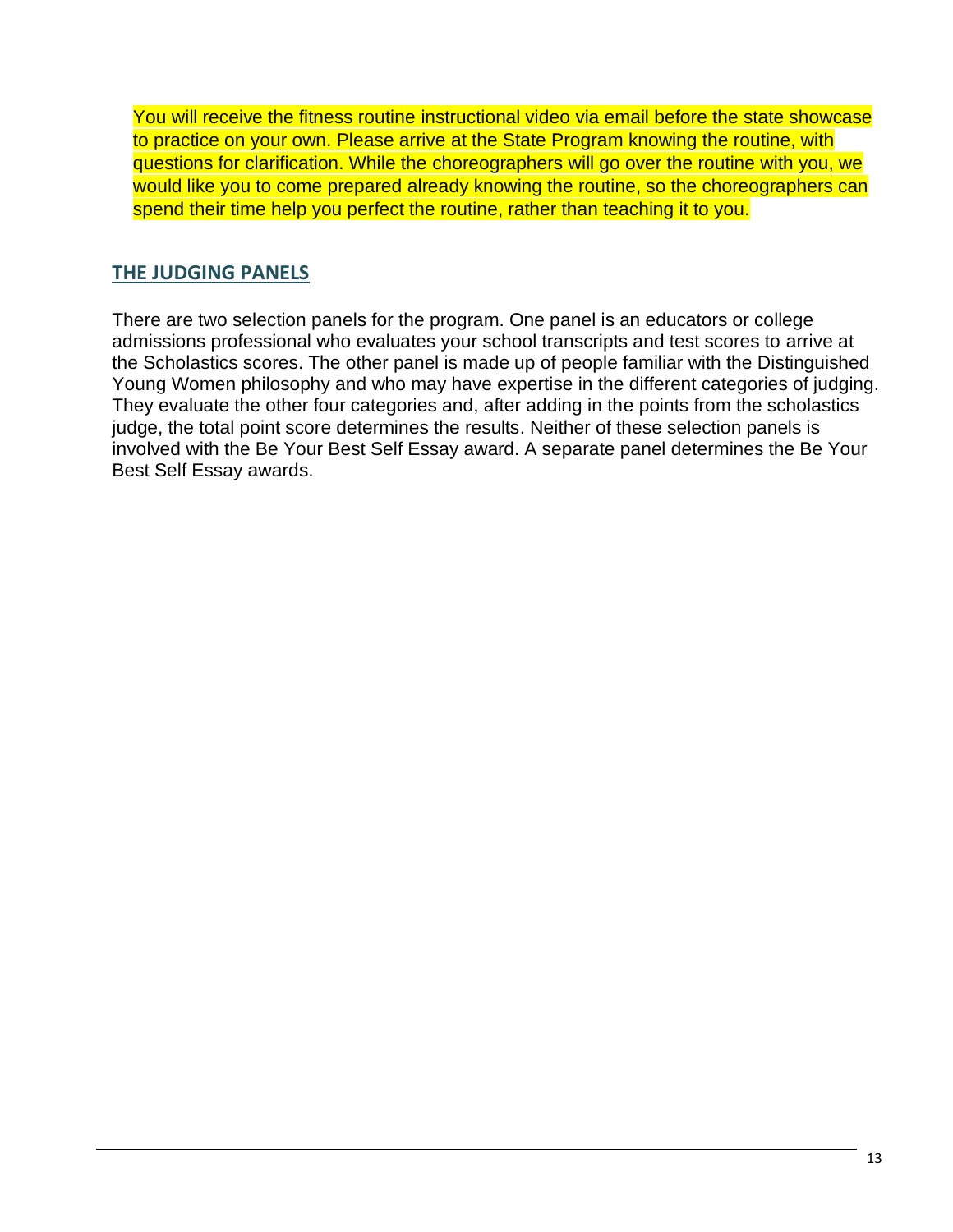You will receive the fitness routine instructional video via email before the state showcase to practice on your own. Please arrive at the State Program knowing the routine, with questions for clarification. While the choreographers will go over the routine with you, we would like you to come prepared already knowing the routine, so the choreographers can spend their time help you perfect the routine, rather than teaching it to you.

## THE JUDGING PANELS

There are two selection panels for the program. One panel is an educators or college admissions professional who evaluates your school transcripts and test scores to arrive at the Scholastics scores. The other panel is made up of people familiar with the Distinguished Young Women philosophy and who may have expertise in the different categories of judging. They evaluate the other four categories and, after adding in the points from the scholastics judge, the total point score determines the results. Neither of these selection panels is involved with the Be Your Best Self Essay award. A separate panel determines the Be Your Best Self Essay awards.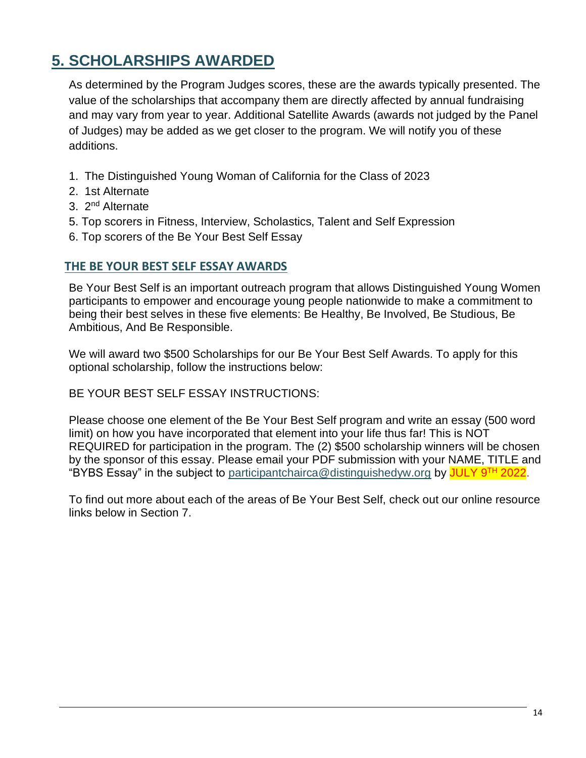## 5. SCHOLARSHIPS AWARDED

As determined by the Program Judges scores, these are the awards typically presented. The value of the scholarships that accompany them are directly affected by annual fundraising and may vary from year to year. Additional Satellite Awards (awards not judged by the Panel of Judges) may be added as we get closer to the program. We will notify you of these additions.

1. The Distinguished Young Woman of California for the Class of 2023
2. 1st Alternate
3. 2nd Alternate
5. Top scorers in Fitness, Interview, Scholastics, Talent and Self Expression
6. Top scorers of the Be Your Best Self Essay

### THE BE YOUR BEST SELF ESSAY AWARDS

Be Your Best Self is an important outreach program that allows Distinguished Young Women participants to empower and encourage young people nationwide to make a commitment to being their best selves in these five elements: Be Healthy, Be Involved, Be Studious, Be Ambitious, And Be Responsible.

We will award two $500 Scholarships for our Be Your Best Self Awards. To apply for this optional scholarship, follow the instructions below:

BE YOUR BEST SELF ESSAY INSTRUCTIONS:

Please choose one element of the Be Your Best Self program and write an essay (500 word limit) on how you have incorporated that element into your life thus far! This is NOT REQUIRED for participation in the program. The (2) $500 scholarship winners will be chosen by the sponsor of this essay. Please email your PDF submission with your NAME, TITLE and "BYBS Essay" in the subject to participantchairca@distinguishedyw.org by **JULY 9TH 2022**.

To find out more about each of the areas of Be Your Best Self, check out our online resource links below in Section 7.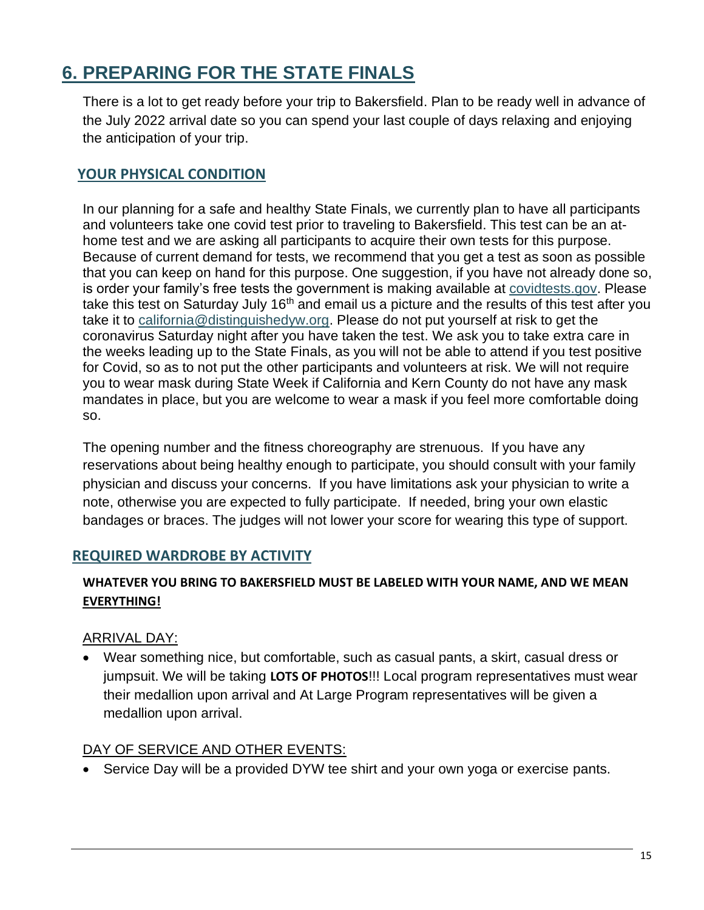# 6. PREPARING FOR THE STATE FINALS

There is a lot to get ready before your trip to Bakersfield. Plan to be ready well in advance of the July 2022 arrival date so you can spend your last couple of days relaxing and enjoying the anticipation of your trip.

## YOUR PHYSICAL CONDITION

In our planning for a safe and healthy State Finals, we currently plan to have all participants and volunteers take one covid test prior to traveling to Bakersfield. This test can be an at-home test and we are asking all participants to acquire their own tests for this purpose. Because of current demand for tests, we recommend that you get a test as soon as possible that you can keep on hand for this purpose. One suggestion, if you have not already done so, is order your family's free tests the government is making available at covidtests.gov. Please take this test on Saturday July 16th and email us a picture and the results of this test after you take it to california@distinguishedyw.org. Please do not put yourself at risk to get the coronavirus Saturday night after you have taken the test. We ask you to take extra care in the weeks leading up to the State Finals, as you will not be able to attend if you test positive for Covid, so as to not put the other participants and volunteers at risk. We will not require you to wear mask during State Week if California and Kern County do not have any mask mandates in place, but you are welcome to wear a mask if you feel more comfortable doing so.

The opening number and the fitness choreography are strenuous. If you have any reservations about being healthy enough to participate, you should consult with your family physician and discuss your concerns. If you have limitations ask your physician to write a note, otherwise you are expected to fully participate. If needed, bring your own elastic bandages or braces. The judges will not lower your score for wearing this type of support.

## REQUIRED WARDROBE BY ACTIVITY

**WHATEVER YOU BRING TO BAKERSFIELD MUST BE LABELED WITH YOUR NAME, AND WE MEAN EVERYTHING!**

### ARRIVAL DAY:

- Wear something nice, but comfortable, such as casual pants, a skirt, casual dress or jumpsuit. We will be taking **LOTS OF PHOTOS**!!! Local program representatives must wear their medallion upon arrival and At Large Program representatives will be given a medallion upon arrival.

### DAY OF SERVICE AND OTHER EVENTS:

- Service Day will be a provided DYW tee shirt and your own yoga or exercise pants.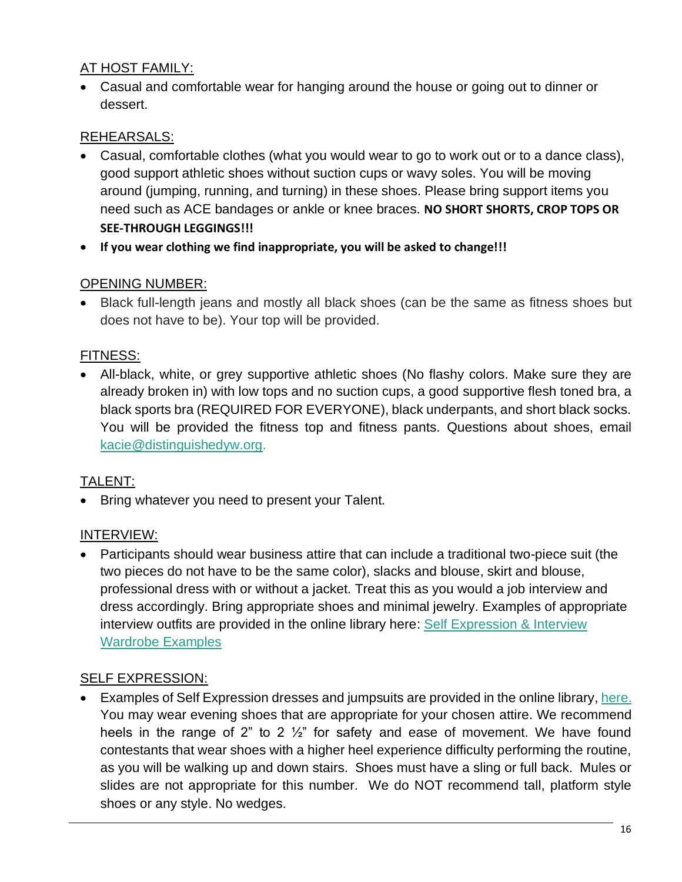AT HOST FAMILY:

- Casual and comfortable wear for hanging around the house or going out to dinner or dessert.

REHEARSALS:

- Casual, comfortable clothes (what you would wear to go to work out or to a dance class), good support athletic shoes without suction cups or wavy soles. You will be moving around (jumping, running, and turning) in these shoes. Please bring support items you need such as ACE bandages or ankle or knee braces. **NO SHORT SHORTS, CROP TOPS OR SEE-THROUGH LEGGINGS!!!**
- **If you wear clothing we find inappropriate, you will be asked to change!!!**

OPENING NUMBER:

- Black full-length jeans and mostly all black shoes (can be the same as fitness shoes but does not have to be). Your top will be provided.

FITNESS:

- All-black, white, or grey supportive athletic shoes (No flashy colors. Make sure they are already broken in) with low tops and no suction cups, a good supportive flesh toned bra, a black sports bra (REQUIRED FOR EVERYONE), black underpants, and short black socks. You will be provided the fitness top and fitness pants. Questions about shoes, email kacie@distinguishedyw.org.

TALENT:

- Bring whatever you need to present your Talent.

INTERVIEW:

- Participants should wear business attire that can include a traditional two-piece suit (the two pieces do not have to be the same color), slacks and blouse, skirt and blouse, professional dress with or without a jacket. Treat this as you would a job interview and dress accordingly. Bring appropriate shoes and minimal jewelry. Examples of appropriate interview outfits are provided in the online library here: Self Expression & Interview Wardrobe Examples

SELF EXPRESSION:

- Examples of Self Expression dresses and jumpsuits are provided in the online library, here. You may wear evening shoes that are appropriate for your chosen attire. We recommend heels in the range of 2" to 2 ½" for safety and ease of movement. We have found contestants that wear shoes with a higher heel experience difficulty performing the routine, as you will be walking up and down stairs. Shoes must have a sling or full back. Mules or slides are not appropriate for this number. We do NOT recommend tall, platform style shoes or any style. No wedges.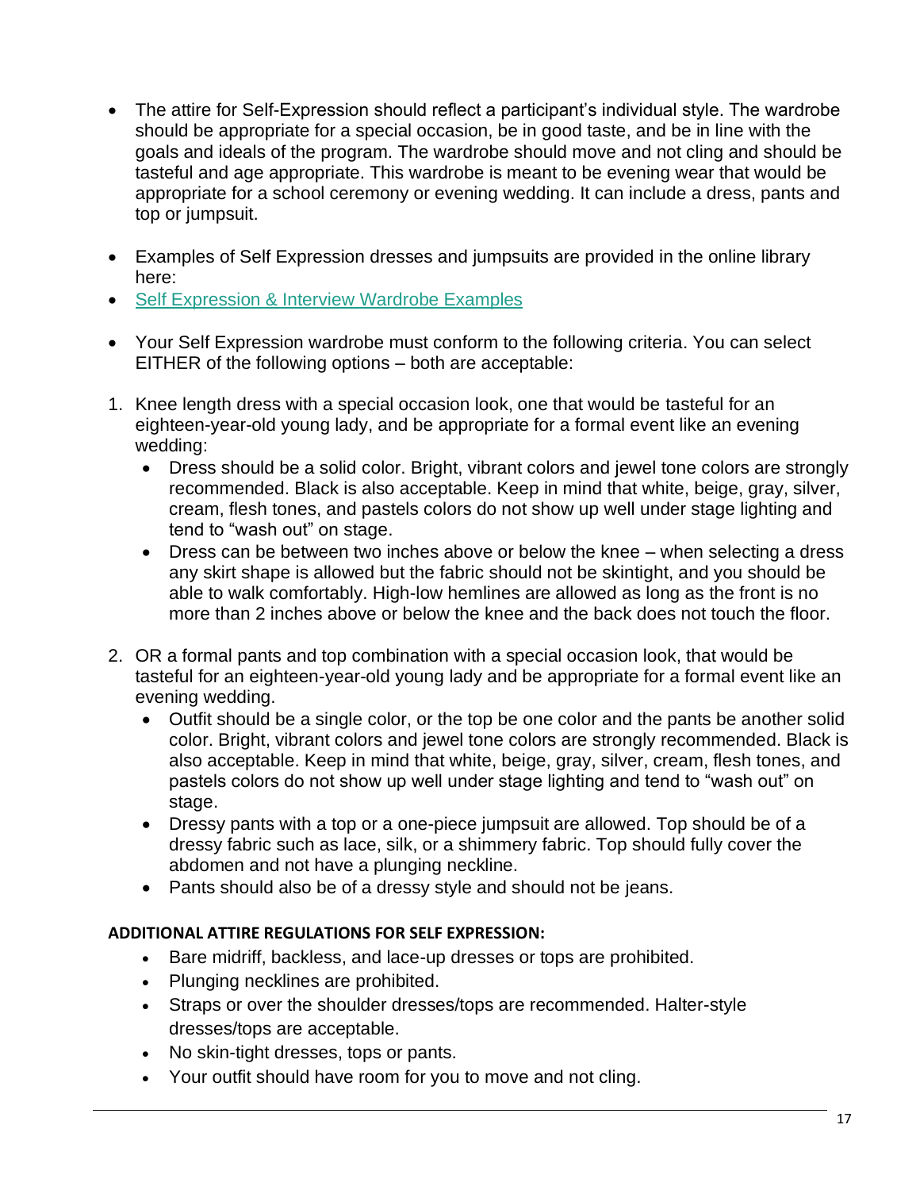- The attire for Self-Expression should reflect a participant's individual style. The wardrobe should be appropriate for a special occasion, be in good taste, and be in line with the goals and ideals of the program. The wardrobe should move and not cling and should be tasteful and age appropriate. This wardrobe is meant to be evening wear that would be appropriate for a school ceremony or evening wedding. It can include a dress, pants and top or jumpsuit.

- Examples of Self Expression dresses and jumpsuits are provided in the online library here:
- Self Expression & Interview Wardrobe Examples

- Your Self Expression wardrobe must conform to the following criteria. You can select EITHER of the following options – both are acceptable:

1. Knee length dress with a special occasion look, one that would be tasteful for an eighteen-year-old young lady, and be appropriate for a formal event like an evening wedding:
   - Dress should be a solid color. Bright, vibrant colors and jewel tone colors are strongly recommended. Black is also acceptable. Keep in mind that white, beige, gray, silver, cream, flesh tones, and pastels colors do not show up well under stage lighting and tend to "wash out" on stage.
   - Dress can be between two inches above or below the knee – when selecting a dress any skirt shape is allowed but the fabric should not be skintight, and you should be able to walk comfortably. High-low hemlines are allowed as long as the front is no more than 2 inches above or below the knee and the back does not touch the floor.

2. OR a formal pants and top combination with a special occasion look, that would be tasteful for an eighteen-year-old young lady and be appropriate for a formal event like an evening wedding.
   - Outfit should be a single color, or the top be one color and the pants be another solid color. Bright, vibrant colors and jewel tone colors are strongly recommended. Black is also acceptable. Keep in mind that white, beige, gray, silver, cream, flesh tones, and pastels colors do not show up well under stage lighting and tend to "wash out" on stage.
   - Dressy pants with a top or a one-piece jumpsuit are allowed. Top should be of a dressy fabric such as lace, silk, or a shimmery fabric. Top should fully cover the abdomen and not have a plunging neckline.
   - Pants should also be of a dressy style and should not be jeans.

**ADDITIONAL ATTIRE REGULATIONS FOR SELF EXPRESSION:**

- Bare midriff, backless, and lace-up dresses or tops are prohibited.
- Plunging necklines are prohibited.
- Straps or over the shoulder dresses/tops are recommended. Halter-style dresses/tops are acceptable.
- No skin-tight dresses, tops or pants.
- Your outfit should have room for you to move and not cling.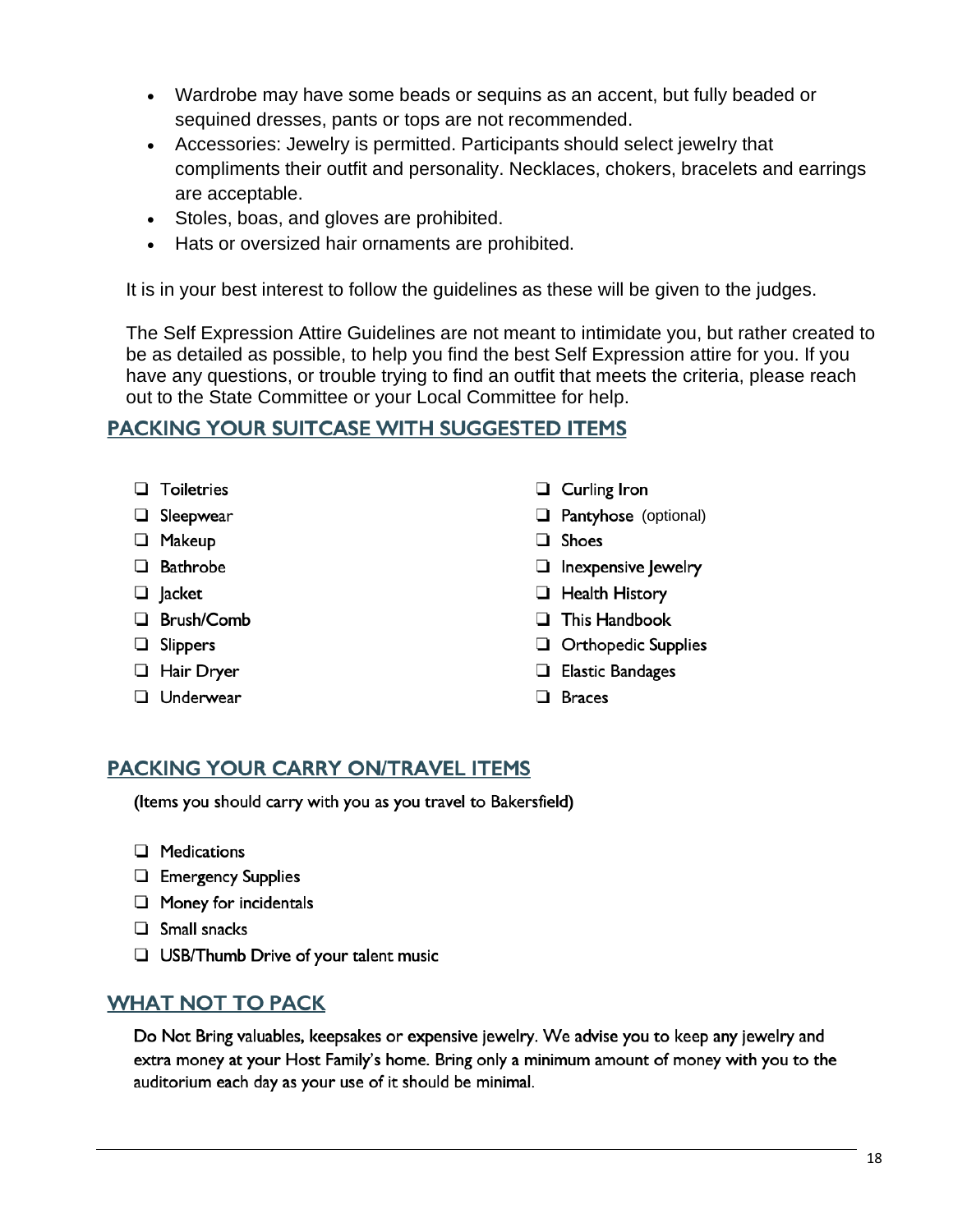- Wardrobe may have some beads or sequins as an accent, but fully beaded or sequined dresses, pants or tops are not recommended.
- Accessories: Jewelry is permitted. Participants should select jewelry that compliments their outfit and personality. Necklaces, chokers, bracelets and earrings are acceptable.
- Stoles, boas, and gloves are prohibited.
- Hats or oversized hair ornaments are prohibited.

It is in your best interest to follow the guidelines as these will be given to the judges.

The Self Expression Attire Guidelines are not meant to intimidate you, but rather created to be as detailed as possible, to help you find the best Self Expression attire for you. If you have any questions, or trouble trying to find an outfit that meets the criteria, please reach out to the State Committee or your Local Committee for help.

## PACKING YOUR SUITCASE WITH SUGGESTED ITEMS

- ❑ Toiletries
- ❑ Sleepwear
- ❑ Makeup
- ❑ Bathrobe
- ❑ Jacket
- ❑ Brush/Comb
- ❑ Slippers
- ❑ Hair Dryer
- ❑ Underwear
- ❑ Curling Iron
- ❑ Pantyhose (optional)
- ❑ Shoes
- ❑ Inexpensive Jewelry
- ❑ Health History
- ❑ This Handbook
- ❑ Orthopedic Supplies
- ❑ Elastic Bandages
- ❑ Braces

## PACKING YOUR CARRY ON/TRAVEL ITEMS

(Items you should carry with you as you travel to Bakersfield)

- ❑ Medications
- ❑ Emergency Supplies
- ❑ Money for incidentals
- ❑ Small snacks
- ❑ USB/Thumb Drive of your talent music

## WHAT NOT TO PACK

Do Not Bring valuables, keepsakes or expensive jewelry. We advise you to keep any jewelry and extra money at your Host Family's home. Bring only a minimum amount of money with you to the auditorium each day as your use of it should be minimal.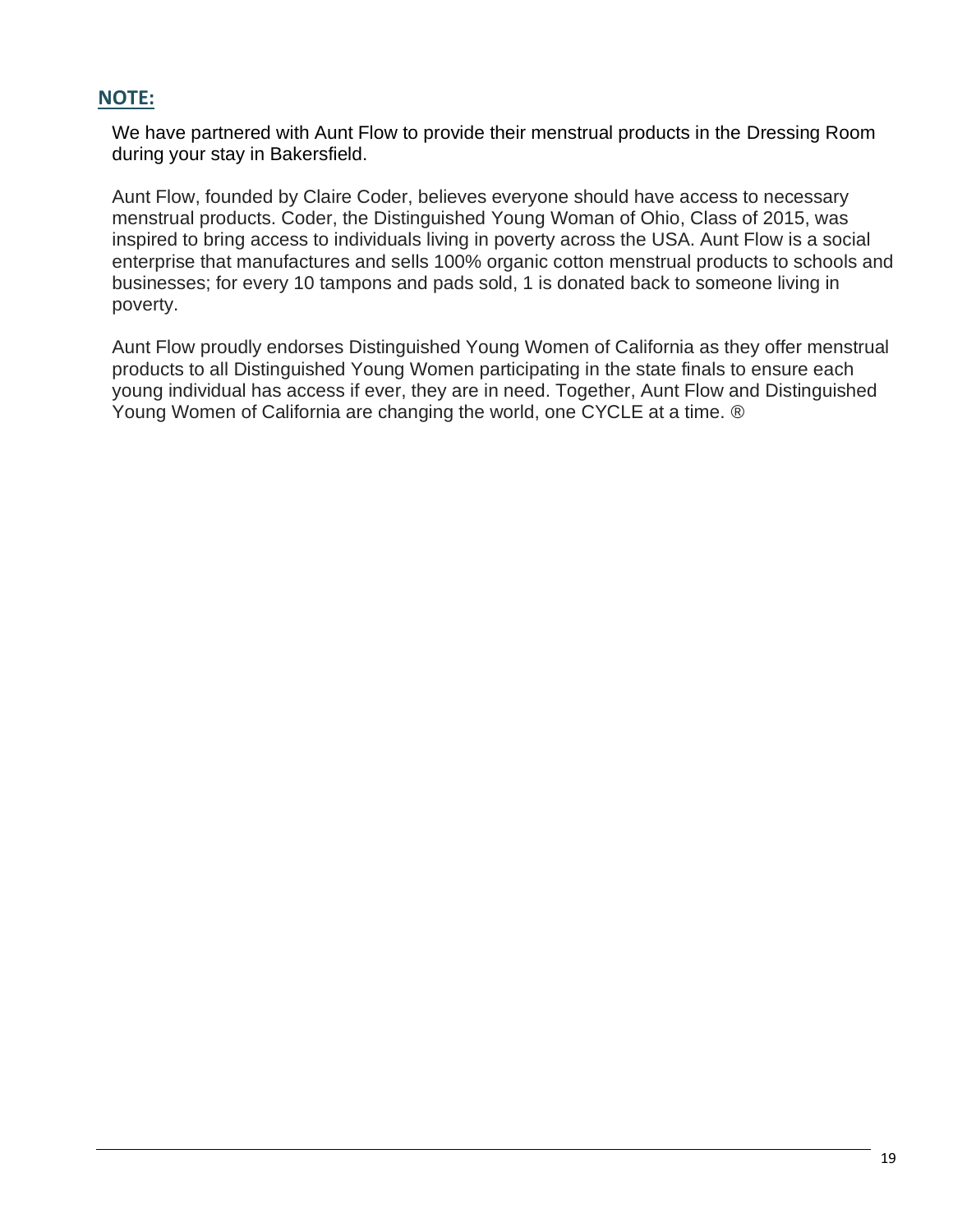## NOTE:

We have partnered with Aunt Flow to provide their menstrual products in the Dressing Room during your stay in Bakersfield.

Aunt Flow, founded by Claire Coder, believes everyone should have access to necessary menstrual products. Coder, the Distinguished Young Woman of Ohio, Class of 2015, was inspired to bring access to individuals living in poverty across the USA. Aunt Flow is a social enterprise that manufactures and sells 100% organic cotton menstrual products to schools and businesses; for every 10 tampons and pads sold, 1 is donated back to someone living in poverty.

Aunt Flow proudly endorses Distinguished Young Women of California as they offer menstrual products to all Distinguished Young Women participating in the state finals to ensure each young individual has access if ever, they are in need. Together, Aunt Flow and Distinguished Young Women of California are changing the world, one CYCLE at a time. ®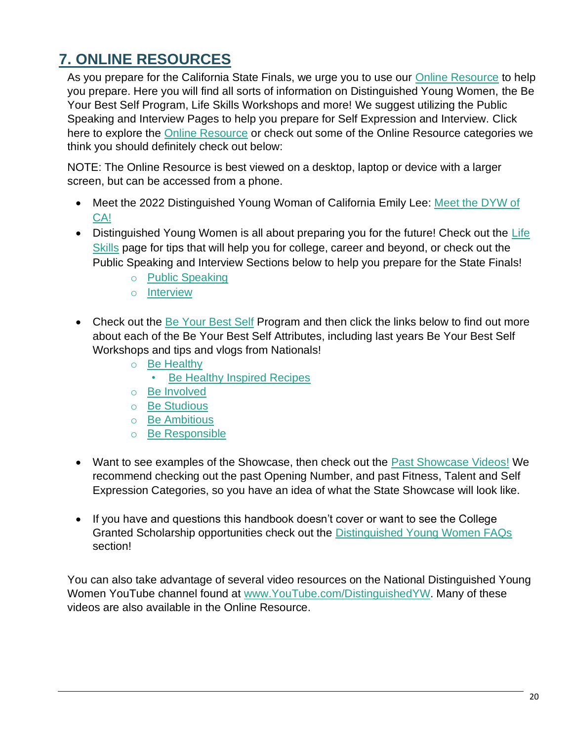## 7. ONLINE RESOURCES

As you prepare for the California State Finals, we urge you to use our Online Resource to help you prepare. Here you will find all sorts of information on Distinguished Young Women, the Be Your Best Self Program, Life Skills Workshops and more! We suggest utilizing the Public Speaking and Interview Pages to help you prepare for Self Expression and Interview. Click here to explore the Online Resource or check out some of the Online Resource categories we think you should definitely check out below:

NOTE: The Online Resource is best viewed on a desktop, laptop or device with a larger screen, but can be accessed from a phone.

- Meet the 2022 Distinguished Young Woman of California Emily Lee: Meet the DYW of CA!
- Distinguished Young Women is all about preparing you for the future! Check out the Life Skills page for tips that will help you for college, career and beyond, or check out the Public Speaking and Interview Sections below to help you prepare for the State Finals!
    - Public Speaking
    - Interview
- Check out the Be Your Best Self Program and then click the links below to find out more about each of the Be Your Best Self Attributes, including last years Be Your Best Self Workshops and tips and vlogs from Nationals!
    - Be Healthy
        - Be Healthy Inspired Recipes
    - Be Involved
    - Be Studious
    - Be Ambitious
    - Be Responsible
- Want to see examples of the Showcase, then check out the Past Showcase Videos! We recommend checking out the past Opening Number, and past Fitness, Talent and Self Expression Categories, so you have an idea of what the State Showcase will look like.
- If you have and questions this handbook doesn't cover or want to see the College Granted Scholarship opportunities check out the Distinguished Young Women FAQs section!

You can also take advantage of several video resources on the National Distinguished Young Women YouTube channel found at www.YouTube.com/DistinguishedYW. Many of these videos are also available in the Online Resource.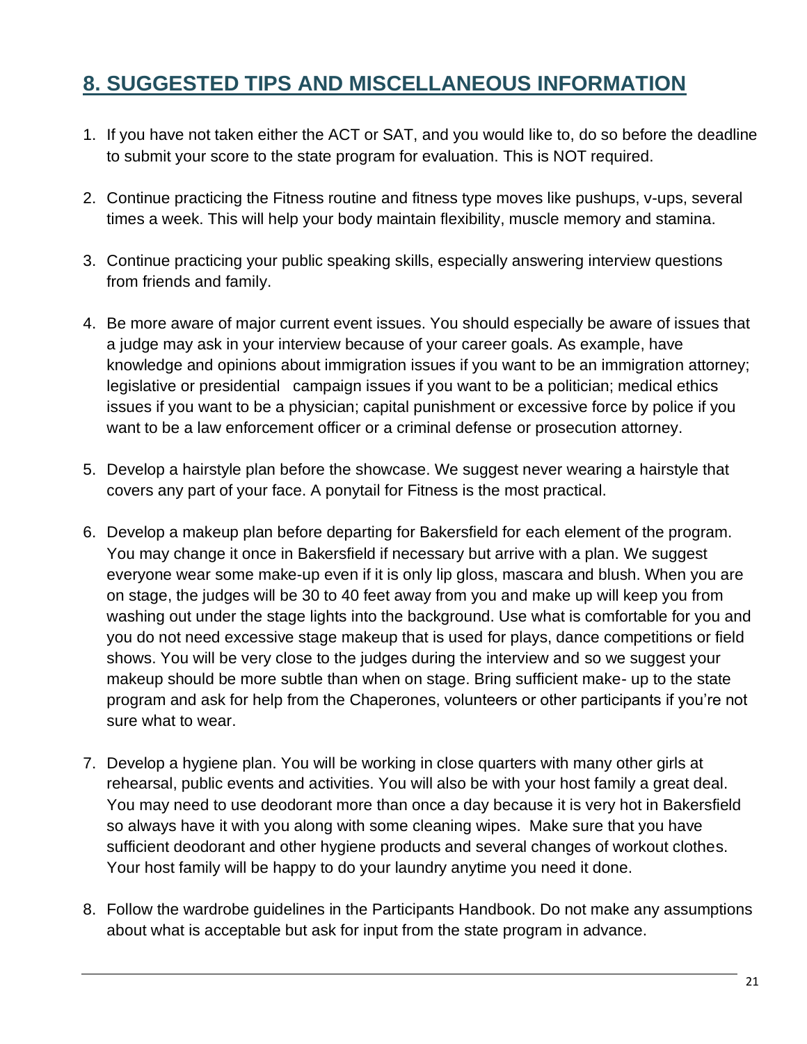## 8. SUGGESTED TIPS AND MISCELLANEOUS INFORMATION

1. If you have not taken either the ACT or SAT, and you would like to, do so before the deadline to submit your score to the state program for evaluation. This is NOT required.

2. Continue practicing the Fitness routine and fitness type moves like pushups, v-ups, several times a week. This will help your body maintain flexibility, muscle memory and stamina.

3. Continue practicing your public speaking skills, especially answering interview questions from friends and family.

4. Be more aware of major current event issues. You should especially be aware of issues that a judge may ask in your interview because of your career goals. As example, have knowledge and opinions about immigration issues if you want to be an immigration attorney; legislative or presidential campaign issues if you want to be a politician; medical ethics issues if you want to be a physician; capital punishment or excessive force by police if you want to be a law enforcement officer or a criminal defense or prosecution attorney.

5. Develop a hairstyle plan before the showcase. We suggest never wearing a hairstyle that covers any part of your face. A ponytail for Fitness is the most practical.

6. Develop a makeup plan before departing for Bakersfield for each element of the program. You may change it once in Bakersfield if necessary but arrive with a plan. We suggest everyone wear some make-up even if it is only lip gloss, mascara and blush. When you are on stage, the judges will be 30 to 40 feet away from you and make up will keep you from washing out under the stage lights into the background. Use what is comfortable for you and you do not need excessive stage makeup that is used for plays, dance competitions or field shows. You will be very close to the judges during the interview and so we suggest your makeup should be more subtle than when on stage. Bring sufficient make- up to the state program and ask for help from the Chaperones, volunteers or other participants if you're not sure what to wear.

7. Develop a hygiene plan. You will be working in close quarters with many other girls at rehearsal, public events and activities. You will also be with your host family a great deal. You may need to use deodorant more than once a day because it is very hot in Bakersfield so always have it with you along with some cleaning wipes. Make sure that you have sufficient deodorant and other hygiene products and several changes of workout clothes. Your host family will be happy to do your laundry anytime you need it done.

8. Follow the wardrobe guidelines in the Participants Handbook. Do not make any assumptions about what is acceptable but ask for input from the state program in advance.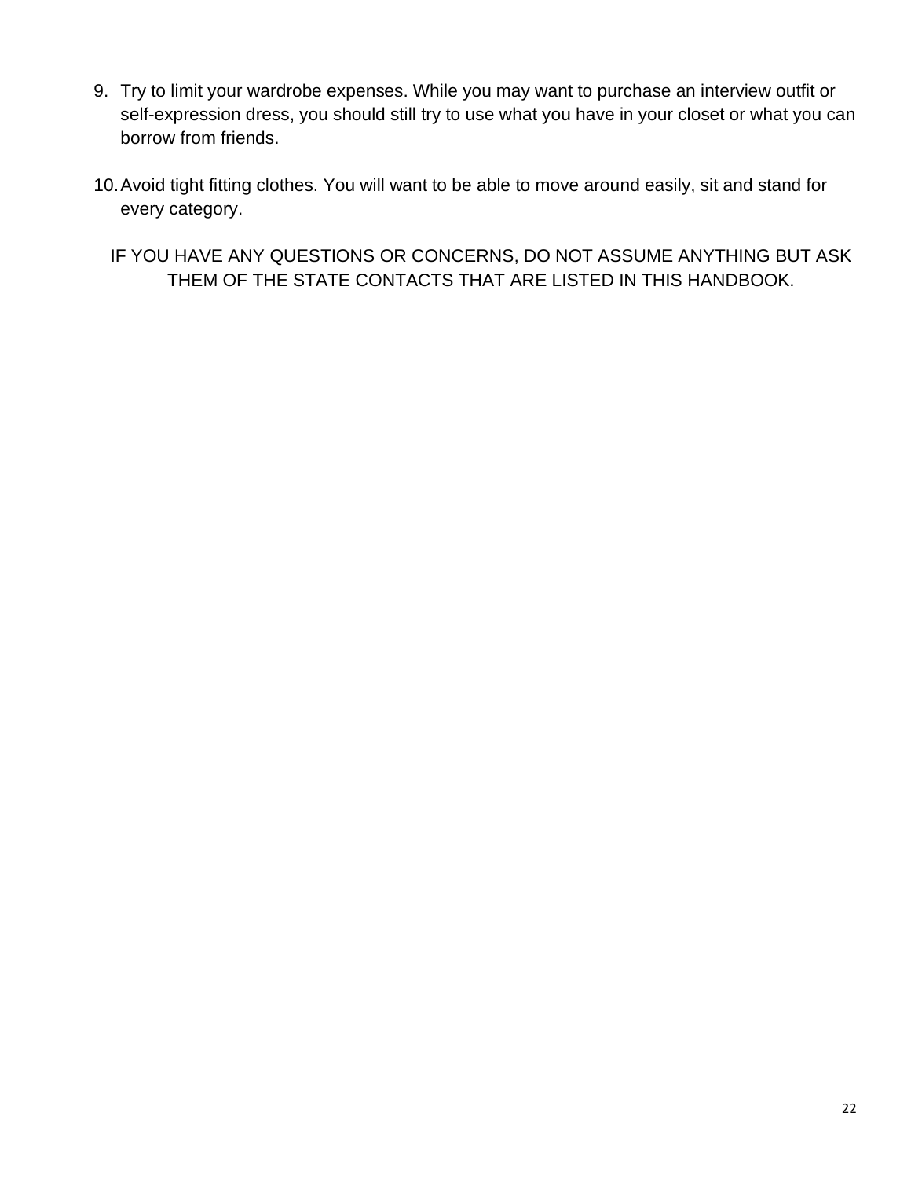9. Try to limit your wardrobe expenses. While you may want to purchase an interview outfit or self-expression dress, you should still try to use what you have in your closet or what you can borrow from friends.

10. Avoid tight fitting clothes. You will want to be able to move around easily, sit and stand for every category.

IF YOU HAVE ANY QUESTIONS OR CONCERNS, DO NOT ASSUME ANYTHING BUT ASK THEM OF THE STATE CONTACTS THAT ARE LISTED IN THIS HANDBOOK.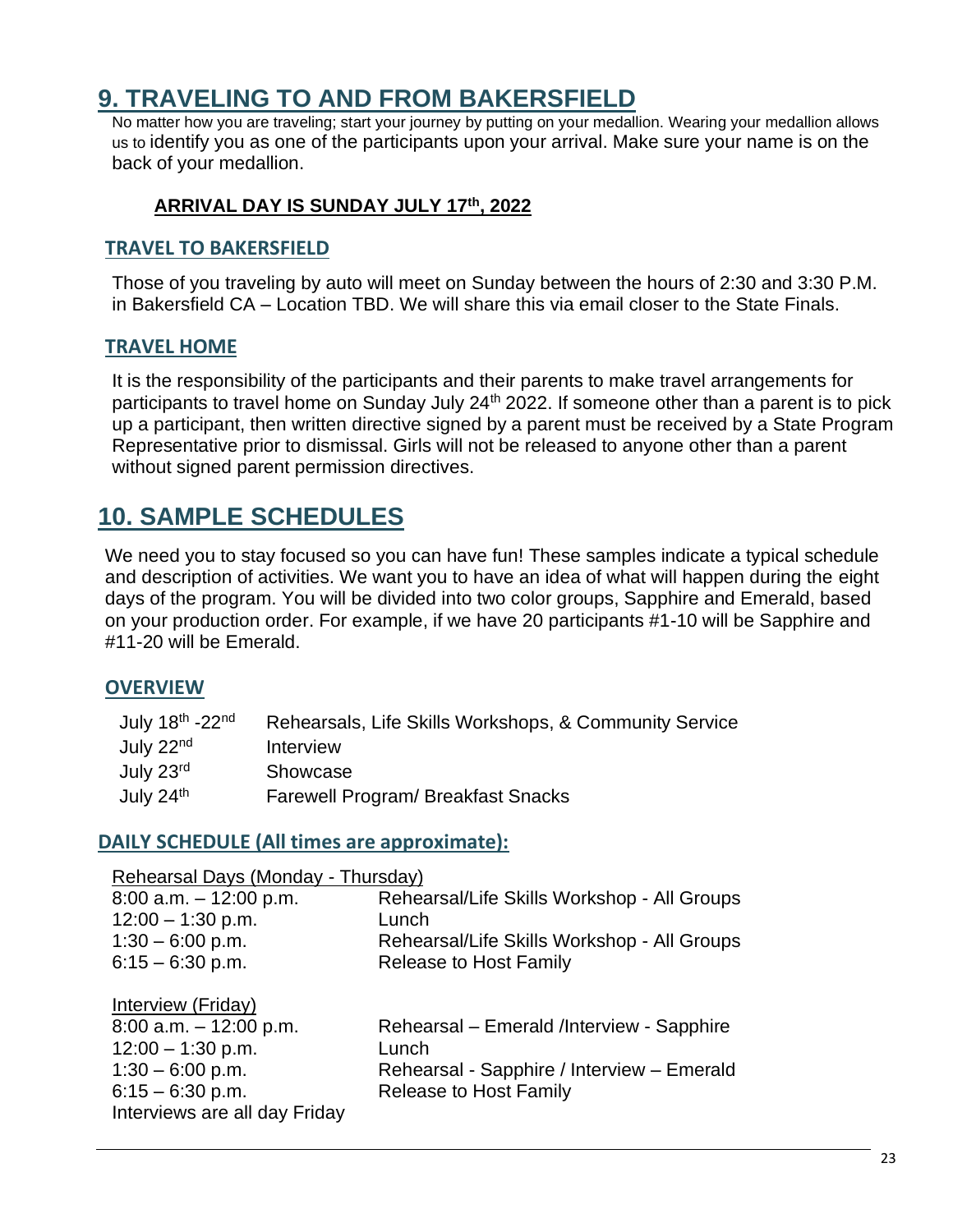## 9. TRAVELING TO AND FROM BAKERSFIELD

No matter how you are traveling; start your journey by putting on your medallion. Wearing your medallion allows us to identify you as one of the participants upon your arrival. Make sure your name is on the back of your medallion.

**ARRIVAL DAY IS SUNDAY JULY 17th, 2022**

### TRAVEL TO BAKERSFIELD

Those of you traveling by auto will meet on Sunday between the hours of 2:30 and 3:30 P.M. in Bakersfield CA – Location TBD. We will share this via email closer to the State Finals.

### TRAVEL HOME

It is the responsibility of the participants and their parents to make travel arrangements for participants to travel home on Sunday July 24th 2022. If someone other than a parent is to pick up a participant, then written directive signed by a parent must be received by a State Program Representative prior to dismissal. Girls will not be released to anyone other than a parent without signed parent permission directives.

## 10. SAMPLE SCHEDULES

We need you to stay focused so you can have fun! These samples indicate a typical schedule and description of activities. We want you to have an idea of what will happen during the eight days of the program. You will be divided into two color groups, Sapphire and Emerald, based on your production order. For example, if we have 20 participants #1-10 will be Sapphire and #11-20 will be Emerald.

### OVERVIEW

| | |
|---|---|
| July 18th -22nd | Rehearsals, Life Skills Workshops, & Community Service |
| July 22nd | Interview |
| July 23rd | Showcase |
| July 24th | Farewell Program/ Breakfast Snacks |

### DAILY SCHEDULE (All times are approximate):

Rehearsal Days (Monday - Thursday)

| | |
|---|---|
| 8:00 a.m. – 12:00 p.m. | Rehearsal/Life Skills Workshop - All Groups |
| 12:00 – 1:30 p.m. | Lunch |
| 1:30 – 6:00 p.m. | Rehearsal/Life Skills Workshop - All Groups |
| 6:15 – 6:30 p.m. | Release to Host Family |

Interview (Friday)

| | |
|---|---|
| 8:00 a.m. – 12:00 p.m. | Rehearsal – Emerald /Interview - Sapphire |
| 12:00 – 1:30 p.m. | Lunch |
| 1:30 – 6:00 p.m. | Rehearsal - Sapphire / Interview – Emerald |
| 6:15 – 6:30 p.m. | Release to Host Family |

Interviews are all day Friday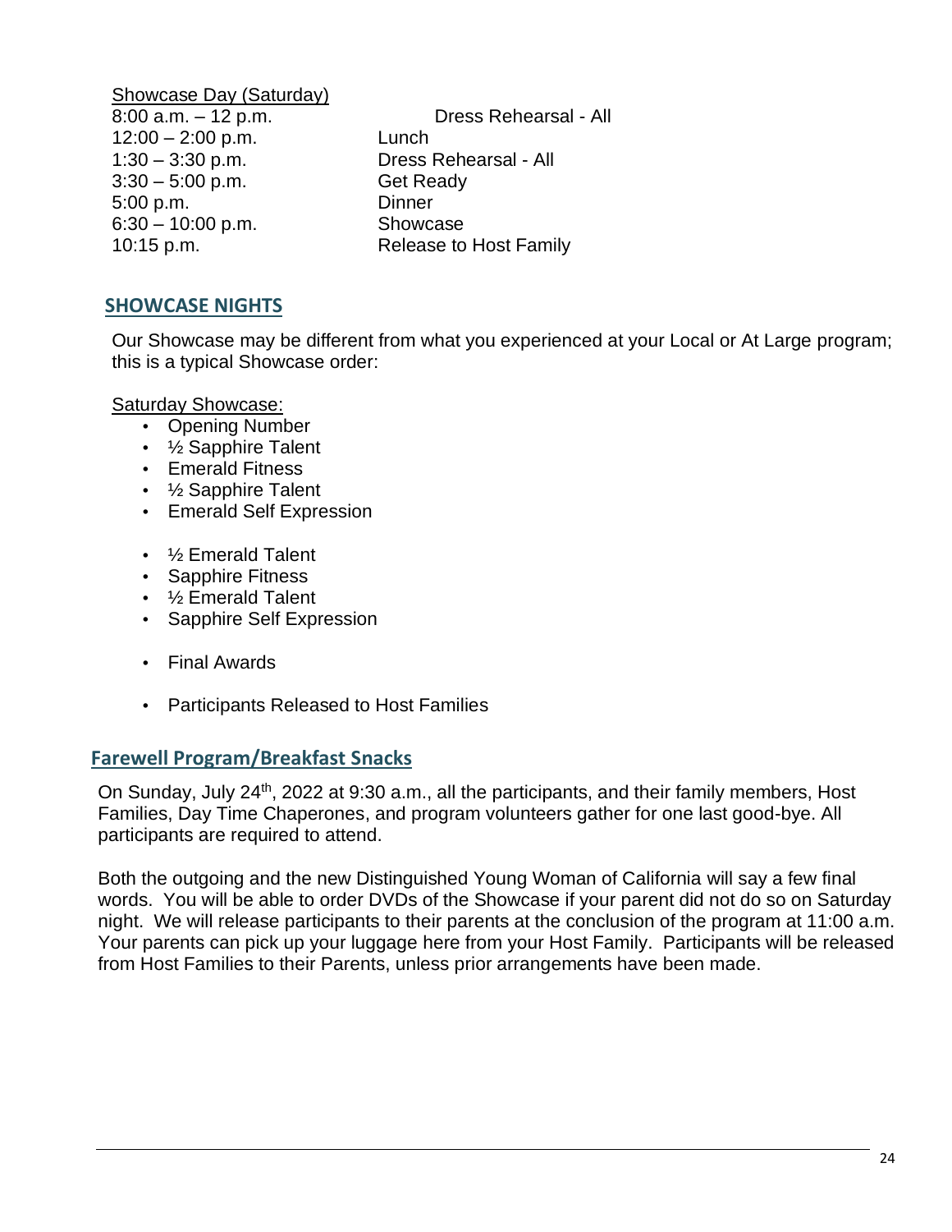<u>Showcase Day (Saturday)</u>

| | |
|---|---|
| 8:00 a.m. – 12 p.m. | Dress Rehearsal - All |
| 12:00 – 2:00 p.m. | Lunch |
| 1:30 – 3:30 p.m. | Dress Rehearsal - All |
| 3:30 – 5:00 p.m. | Get Ready |
| 5:00 p.m. | Dinner |
| 6:30 – 10:00 p.m. | Showcase |
| 10:15 p.m. | Release to Host Family |

## SHOWCASE NIGHTS

Our Showcase may be different from what you experienced at your Local or At Large program; this is a typical Showcase order:

<u>Saturday Showcase:</u>

- Opening Number
- ½ Sapphire Talent
- Emerald Fitness
- ½ Sapphire Talent
- Emerald Self Expression

- ½ Emerald Talent
- Sapphire Fitness
- ½ Emerald Talent
- Sapphire Self Expression

- Final Awards

- Participants Released to Host Families

## Farewell Program/Breakfast Snacks

On Sunday, July 24th, 2022 at 9:30 a.m., all the participants, and their family members, Host Families, Day Time Chaperones, and program volunteers gather for one last good-bye. All participants are required to attend.

Both the outgoing and the new Distinguished Young Woman of California will say a few final words. You will be able to order DVDs of the Showcase if your parent did not do so on Saturday night. We will release participants to their parents at the conclusion of the program at 11:00 a.m. Your parents can pick up your luggage here from your Host Family. Participants will be released from Host Families to their Parents, unless prior arrangements have been made.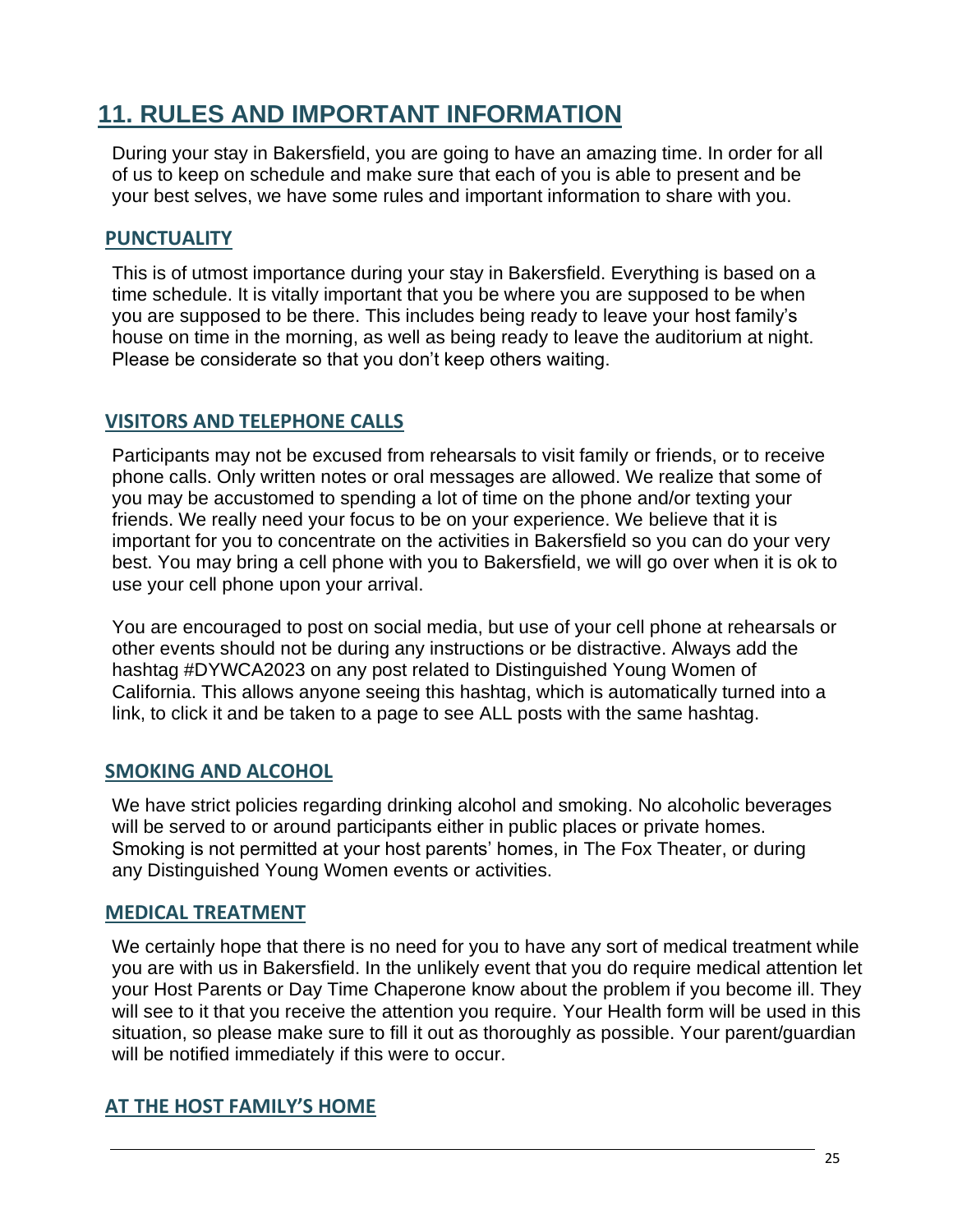# 11. RULES AND IMPORTANT INFORMATION

During your stay in Bakersfield, you are going to have an amazing time. In order for all of us to keep on schedule and make sure that each of you is able to present and be your best selves, we have some rules and important information to share with you.

## PUNCTUALITY

This is of utmost importance during your stay in Bakersfield. Everything is based on a time schedule. It is vitally important that you be where you are supposed to be when you are supposed to be there. This includes being ready to leave your host family's house on time in the morning, as well as being ready to leave the auditorium at night. Please be considerate so that you don't keep others waiting.

## VISITORS AND TELEPHONE CALLS

Participants may not be excused from rehearsals to visit family or friends, or to receive phone calls. Only written notes or oral messages are allowed. We realize that some of you may be accustomed to spending a lot of time on the phone and/or texting your friends. We really need your focus to be on your experience. We believe that it is important for you to concentrate on the activities in Bakersfield so you can do your very best. You may bring a cell phone with you to Bakersfield, we will go over when it is ok to use your cell phone upon your arrival.

You are encouraged to post on social media, but use of your cell phone at rehearsals or other events should not be during any instructions or be distractive. Always add the hashtag #DYWCA2023 on any post related to Distinguished Young Women of California. This allows anyone seeing this hashtag, which is automatically turned into a link, to click it and be taken to a page to see ALL posts with the same hashtag.

## SMOKING AND ALCOHOL

We have strict policies regarding drinking alcohol and smoking. No alcoholic beverages will be served to or around participants either in public places or private homes. Smoking is not permitted at your host parents' homes, in The Fox Theater, or during any Distinguished Young Women events or activities.

## MEDICAL TREATMENT

We certainly hope that there is no need for you to have any sort of medical treatment while you are with us in Bakersfield. In the unlikely event that you do require medical attention let your Host Parents or Day Time Chaperone know about the problem if you become ill. They will see to it that you receive the attention you require. Your Health form will be used in this situation, so please make sure to fill it out as thoroughly as possible. Your parent/guardian will be notified immediately if this were to occur.

## AT THE HOST FAMILY'S HOME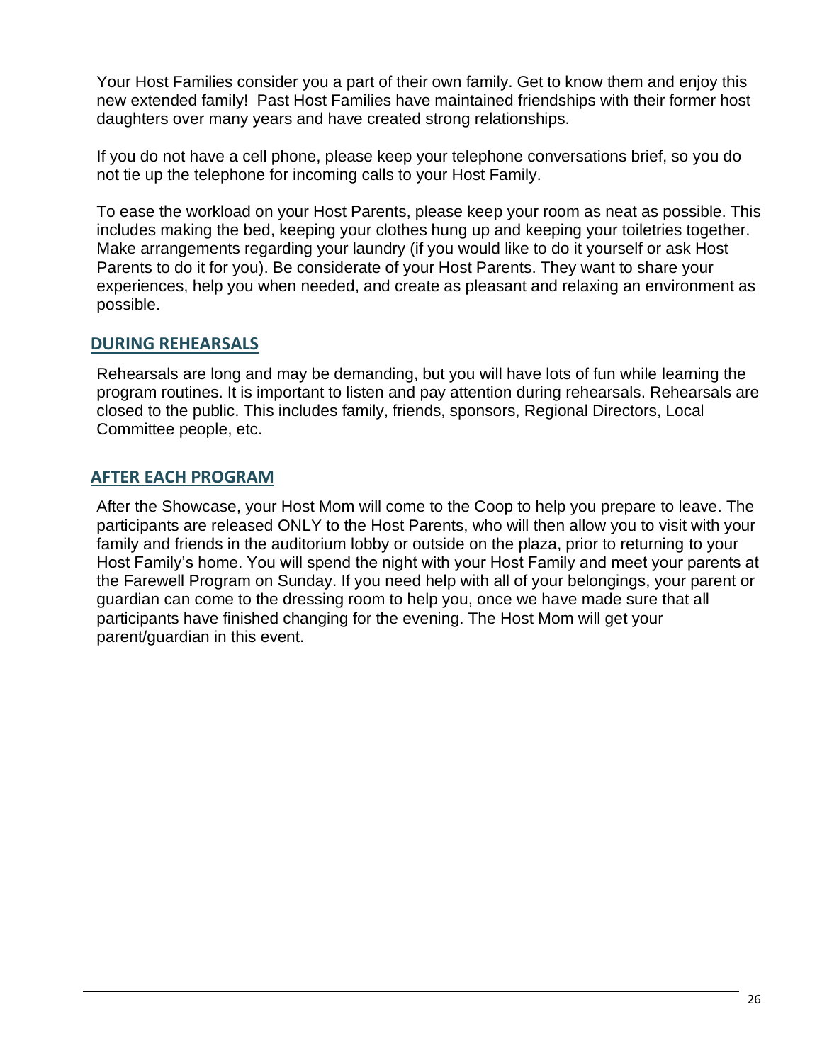Your Host Families consider you a part of their own family. Get to know them and enjoy this new extended family! Past Host Families have maintained friendships with their former host daughters over many years and have created strong relationships.

If you do not have a cell phone, please keep your telephone conversations brief, so you do not tie up the telephone for incoming calls to your Host Family.

To ease the workload on your Host Parents, please keep your room as neat as possible. This includes making the bed, keeping your clothes hung up and keeping your toiletries together. Make arrangements regarding your laundry (if you would like to do it yourself or ask Host Parents to do it for you). Be considerate of your Host Parents. They want to share your experiences, help you when needed, and create as pleasant and relaxing an environment as possible.

## DURING REHEARSALS

Rehearsals are long and may be demanding, but you will have lots of fun while learning the program routines. It is important to listen and pay attention during rehearsals. Rehearsals are closed to the public. This includes family, friends, sponsors, Regional Directors, Local Committee people, etc.

## AFTER EACH PROGRAM

After the Showcase, your Host Mom will come to the Coop to help you prepare to leave. The participants are released ONLY to the Host Parents, who will then allow you to visit with your family and friends in the auditorium lobby or outside on the plaza, prior to returning to your Host Family's home. You will spend the night with your Host Family and meet your parents at the Farewell Program on Sunday. If you need help with all of your belongings, your parent or guardian can come to the dressing room to help you, once we have made sure that all participants have finished changing for the evening. The Host Mom will get your parent/guardian in this event.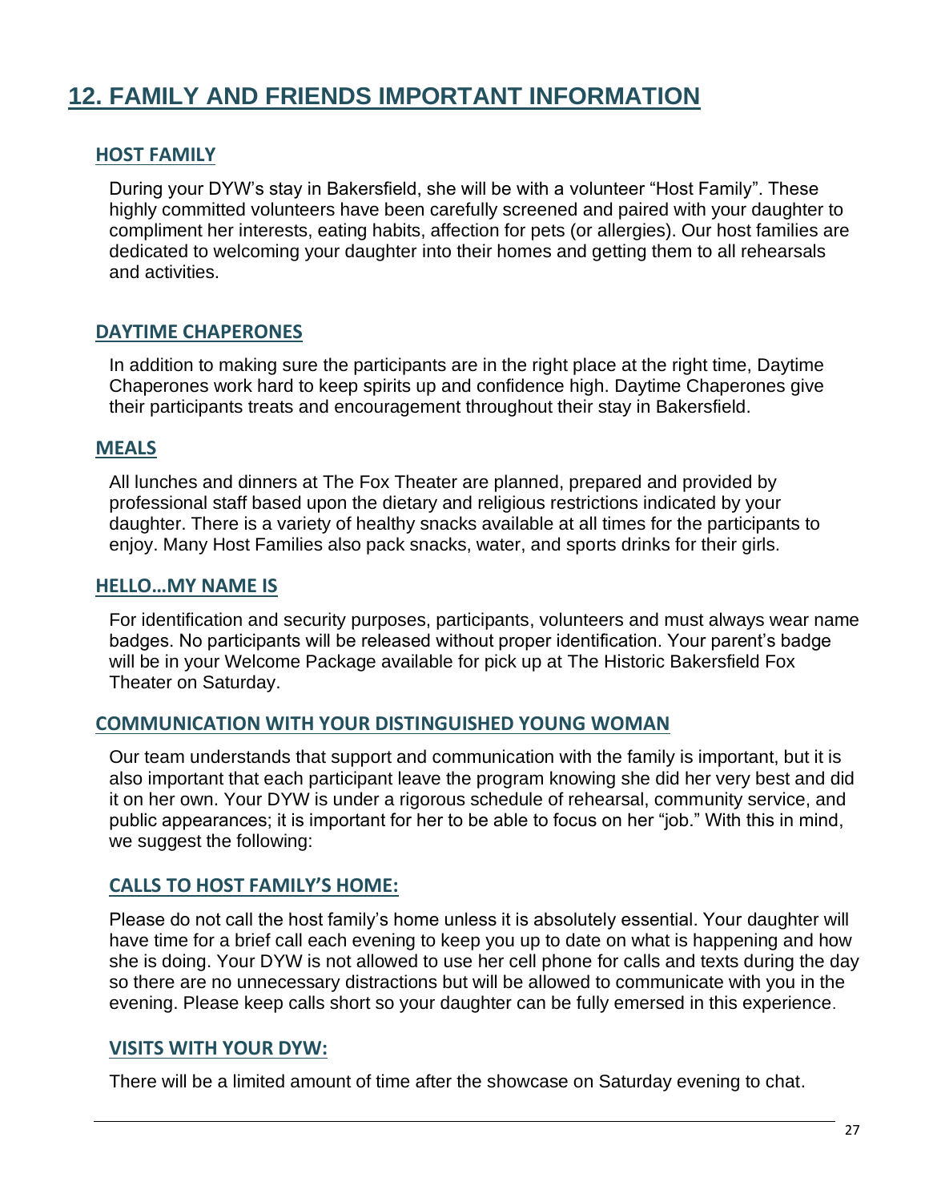## 12. FAMILY AND FRIENDS IMPORTANT INFORMATION

### HOST FAMILY

During your DYW's stay in Bakersfield, she will be with a volunteer "Host Family". These highly committed volunteers have been carefully screened and paired with your daughter to compliment her interests, eating habits, affection for pets (or allergies). Our host families are dedicated to welcoming your daughter into their homes and getting them to all rehearsals and activities.

### DAYTIME CHAPERONES

In addition to making sure the participants are in the right place at the right time, Daytime Chaperones work hard to keep spirits up and confidence high. Daytime Chaperones give their participants treats and encouragement throughout their stay in Bakersfield.

### MEALS

All lunches and dinners at The Fox Theater are planned, prepared and provided by professional staff based upon the dietary and religious restrictions indicated by your daughter. There is a variety of healthy snacks available at all times for the participants to enjoy. Many Host Families also pack snacks, water, and sports drinks for their girls.

### HELLO…MY NAME IS

For identification and security purposes, participants, volunteers and must always wear name badges. No participants will be released without proper identification. Your parent's badge will be in your Welcome Package available for pick up at The Historic Bakersfield Fox Theater on Saturday.

### COMMUNICATION WITH YOUR DISTINGUISHED YOUNG WOMAN

Our team understands that support and communication with the family is important, but it is also important that each participant leave the program knowing she did her very best and did it on her own. Your DYW is under a rigorous schedule of rehearsal, community service, and public appearances; it is important for her to be able to focus on her "job." With this in mind, we suggest the following:

#### CALLS TO HOST FAMILY'S HOME:

Please do not call the host family's home unless it is absolutely essential. Your daughter will have time for a brief call each evening to keep you up to date on what is happening and how she is doing. Your DYW is not allowed to use her cell phone for calls and texts during the day so there are no unnecessary distractions but will be allowed to communicate with you in the evening. Please keep calls short so your daughter can be fully emersed in this experience.

#### VISITS WITH YOUR DYW:

There will be a limited amount of time after the showcase on Saturday evening to chat.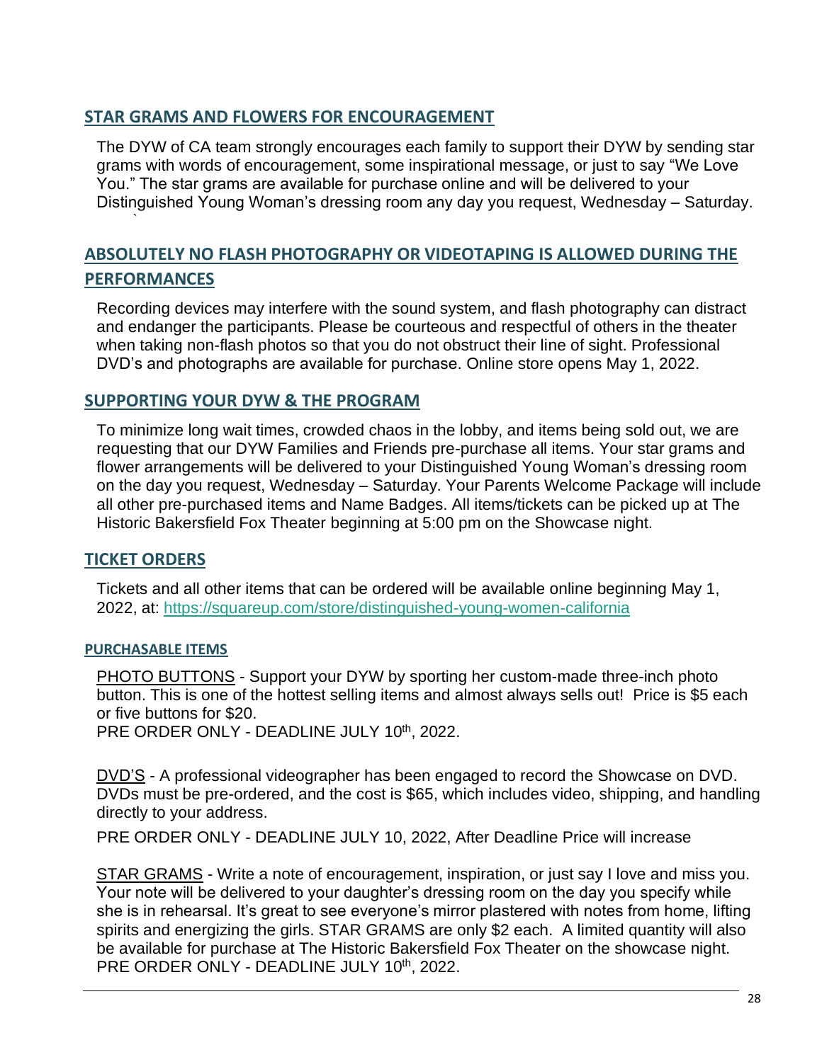## STAR GRAMS AND FLOWERS FOR ENCOURAGEMENT

The DYW of CA team strongly encourages each family to support their DYW by sending star grams with words of encouragement, some inspirational message, or just to say "We Love You." The star grams are available for purchase online and will be delivered to your Distinguished Young Woman's dressing room any day you request, Wednesday – Saturday.

## ABSOLUTELY NO FLASH PHOTOGRAPHY OR VIDEOTAPING IS ALLOWED DURING THE PERFORMANCES

Recording devices may interfere with the sound system, and flash photography can distract and endanger the participants. Please be courteous and respectful of others in the theater when taking non-flash photos so that you do not obstruct their line of sight. Professional DVD's and photographs are available for purchase. Online store opens May 1, 2022.

## SUPPORTING YOUR DYW & THE PROGRAM

To minimize long wait times, crowded chaos in the lobby, and items being sold out, we are requesting that our DYW Families and Friends pre-purchase all items. Your star grams and flower arrangements will be delivered to your Distinguished Young Woman's dressing room on the day you request, Wednesday – Saturday. Your Parents Welcome Package will include all other pre-purchased items and Name Badges. All items/tickets can be picked up at The Historic Bakersfield Fox Theater beginning at 5:00 pm on the Showcase night.

## TICKET ORDERS

Tickets and all other items that can be ordered will be available online beginning May 1, 2022, at: https://squareup.com/store/distinguished-young-women-california

### PURCHASABLE ITEMS

PHOTO BUTTONS - Support your DYW by sporting her custom-made three-inch photo button. This is one of the hottest selling items and almost always sells out! Price is $5 each or five buttons for $20.
PRE ORDER ONLY - DEADLINE JULY 10th, 2022.

DVD'S - A professional videographer has been engaged to record the Showcase on DVD. DVDs must be pre-ordered, and the cost is $65, which includes video, shipping, and handling directly to your address.

PRE ORDER ONLY - DEADLINE JULY 10, 2022, After Deadline Price will increase

STAR GRAMS - Write a note of encouragement, inspiration, or just say I love and miss you. Your note will be delivered to your daughter's dressing room on the day you specify while she is in rehearsal. It's great to see everyone's mirror plastered with notes from home, lifting spirits and energizing the girls. STAR GRAMS are only $2 each. A limited quantity will also be available for purchase at The Historic Bakersfield Fox Theater on the showcase night.
PRE ORDER ONLY - DEADLINE JULY 10th, 2022.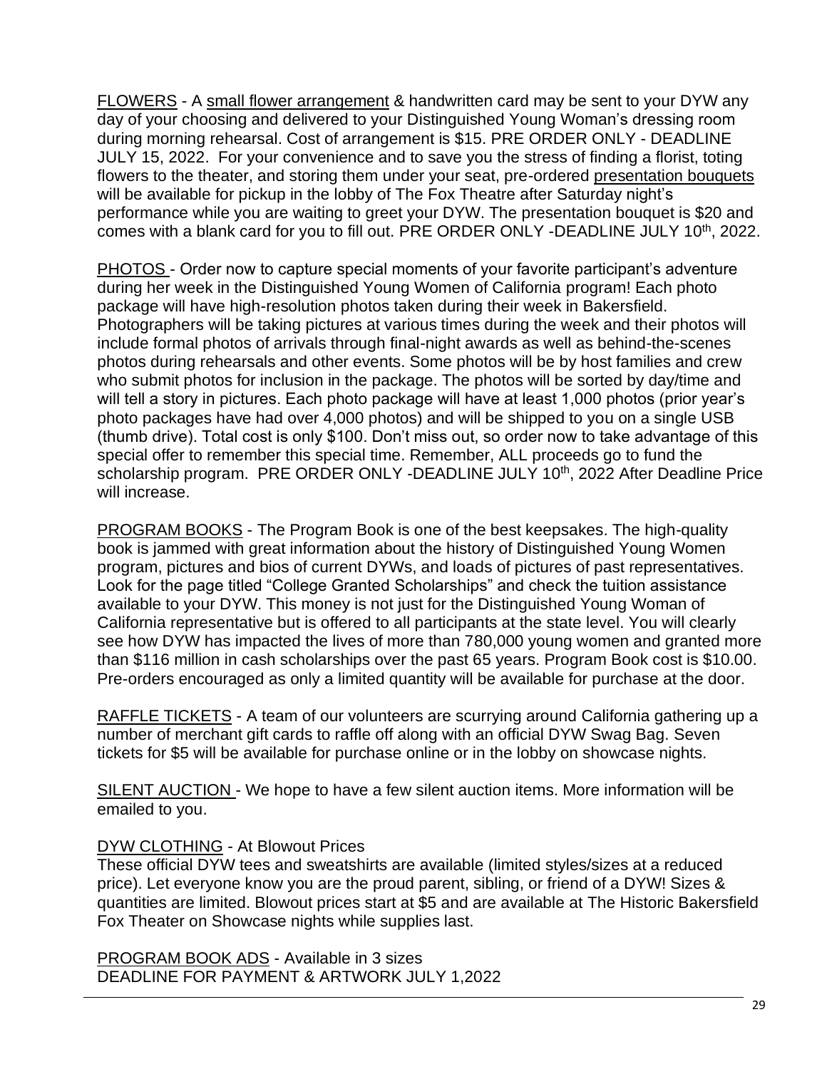<u>FLOWERS</u> - A <u>small flower arrangement</u> & handwritten card may be sent to your DYW any day of your choosing and delivered to your Distinguished Young Woman's dressing room during morning rehearsal. Cost of arrangement is $15. PRE ORDER ONLY - DEADLINE JULY 15, 2022. For your convenience and to save you the stress of finding a florist, toting flowers to the theater, and storing them under your seat, pre-ordered <u>presentation bouquets</u> will be available for pickup in the lobby of The Fox Theatre after Saturday night's performance while you are waiting to greet your DYW. The presentation bouquet is $20 and comes with a blank card for you to fill out. PRE ORDER ONLY -DEADLINE JULY 10th, 2022.

<u>PHOTOS</u> - Order now to capture special moments of your favorite participant's adventure during her week in the Distinguished Young Women of California program! Each photo package will have high-resolution photos taken during their week in Bakersfield. Photographers will be taking pictures at various times during the week and their photos will include formal photos of arrivals through final-night awards as well as behind-the-scenes photos during rehearsals and other events. Some photos will be by host families and crew who submit photos for inclusion in the package. The photos will be sorted by day/time and will tell a story in pictures. Each photo package will have at least 1,000 photos (prior year's photo packages have had over 4,000 photos) and will be shipped to you on a single USB (thumb drive). Total cost is only $100. Don't miss out, so order now to take advantage of this special offer to remember this special time. Remember, ALL proceeds go to fund the scholarship program. PRE ORDER ONLY -DEADLINE JULY 10th, 2022 After Deadline Price will increase.

<u>PROGRAM BOOKS</u> - The Program Book is one of the best keepsakes. The high-quality book is jammed with great information about the history of Distinguished Young Women program, pictures and bios of current DYWs, and loads of pictures of past representatives. Look for the page titled "College Granted Scholarships" and check the tuition assistance available to your DYW. This money is not just for the Distinguished Young Woman of California representative but is offered to all participants at the state level. You will clearly see how DYW has impacted the lives of more than 780,000 young women and granted more than $116 million in cash scholarships over the past 65 years. Program Book cost is $10.00. Pre-orders encouraged as only a limited quantity will be available for purchase at the door.

<u>RAFFLE TICKETS</u> - A team of our volunteers are scurrying around California gathering up a number of merchant gift cards to raffle off along with an official DYW Swag Bag. Seven tickets for $5 will be available for purchase online or in the lobby on showcase nights.

<u>SILENT AUCTION</u> - We hope to have a few silent auction items. More information will be emailed to you.

<u>DYW CLOTHING</u> - At Blowout Prices
These official DYW tees and sweatshirts are available (limited styles/sizes at a reduced price). Let everyone know you are the proud parent, sibling, or friend of a DYW! Sizes & quantities are limited. Blowout prices start at $5 and are available at The Historic Bakersfield Fox Theater on Showcase nights while supplies last.

<u>PROGRAM BOOK ADS</u> - Available in 3 sizes
DEADLINE FOR PAYMENT & ARTWORK JULY 1,2022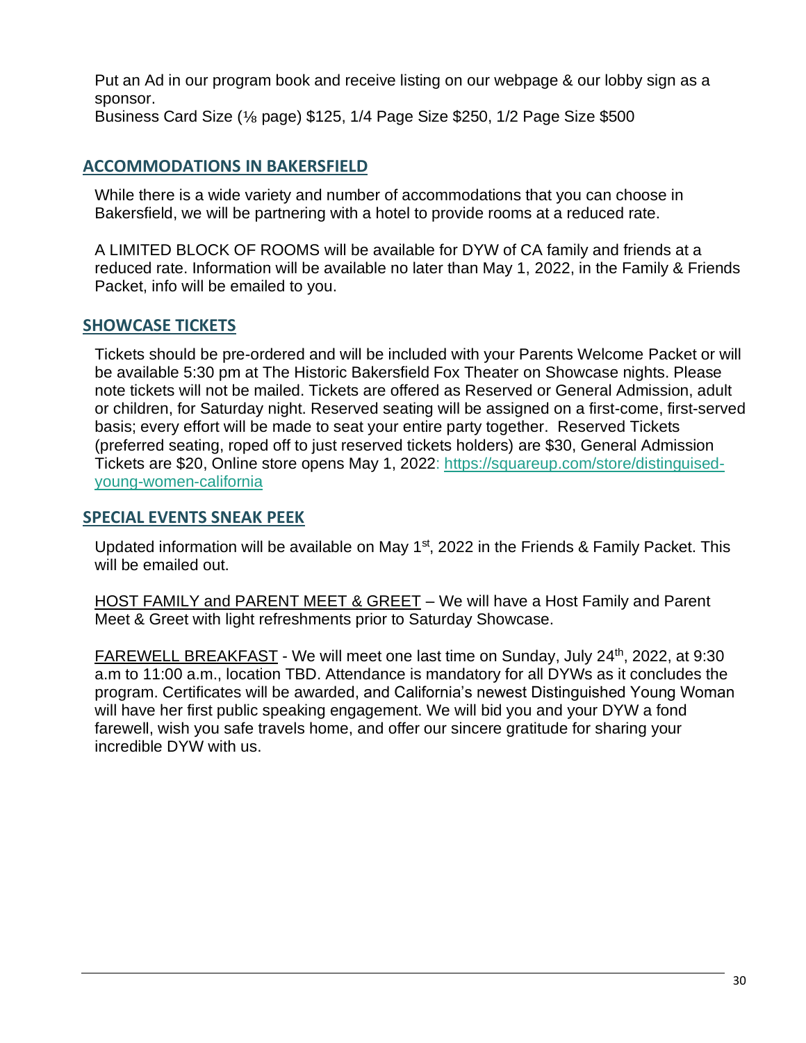Put an Ad in our program book and receive listing on our webpage & our lobby sign as a sponsor.
Business Card Size (⅛ page) $125, 1/4 Page Size $250, 1/2 Page Size $500

## ACCOMMODATIONS IN BAKERSFIELD

While there is a wide variety and number of accommodations that you can choose in Bakersfield, we will be partnering with a hotel to provide rooms at a reduced rate.

A LIMITED BLOCK OF ROOMS will be available for DYW of CA family and friends at a reduced rate. Information will be available no later than May 1, 2022, in the Family & Friends Packet, info will be emailed to you.

## SHOWCASE TICKETS

Tickets should be pre-ordered and will be included with your Parents Welcome Packet or will be available 5:30 pm at The Historic Bakersfield Fox Theater on Showcase nights. Please note tickets will not be mailed. Tickets are offered as Reserved or General Admission, adult or children, for Saturday night. Reserved seating will be assigned on a first-come, first-served basis; every effort will be made to seat your entire party together. Reserved Tickets (preferred seating, roped off to just reserved tickets holders) are $30, General Admission Tickets are $20, Online store opens May 1, 2022: https://squareup.com/store/distinguised-young-women-california

## SPECIAL EVENTS SNEAK PEEK

Updated information will be available on May 1st, 2022 in the Friends & Family Packet. This will be emailed out.

HOST FAMILY and PARENT MEET & GREET – We will have a Host Family and Parent Meet & Greet with light refreshments prior to Saturday Showcase.

FAREWELL BREAKFAST - We will meet one last time on Sunday, July 24th, 2022, at 9:30 a.m to 11:00 a.m., location TBD. Attendance is mandatory for all DYWs as it concludes the program. Certificates will be awarded, and California's newest Distinguished Young Woman will have her first public speaking engagement. We will bid you and your DYW a fond farewell, wish you safe travels home, and offer our sincere gratitude for sharing your incredible DYW with us.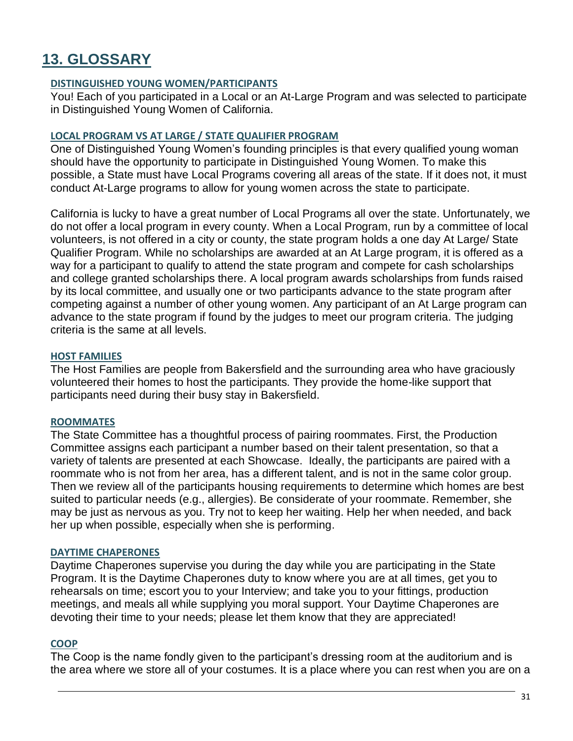# 13. GLOSSARY

### DISTINGUISHED YOUNG WOMEN/PARTICIPANTS

You! Each of you participated in a Local or an At-Large Program and was selected to participate in Distinguished Young Women of California.

### LOCAL PROGRAM VS AT LARGE / STATE QUALIFIER PROGRAM

One of Distinguished Young Women's founding principles is that every qualified young woman should have the opportunity to participate in Distinguished Young Women. To make this possible, a State must have Local Programs covering all areas of the state. If it does not, it must conduct At-Large programs to allow for young women across the state to participate.

California is lucky to have a great number of Local Programs all over the state. Unfortunately, we do not offer a local program in every county. When a Local Program, run by a committee of local volunteers, is not offered in a city or county, the state program holds a one day At Large/ State Qualifier Program. While no scholarships are awarded at an At Large program, it is offered as a way for a participant to qualify to attend the state program and compete for cash scholarships and college granted scholarships there. A local program awards scholarships from funds raised by its local committee, and usually one or two participants advance to the state program after competing against a number of other young women. Any participant of an At Large program can advance to the state program if found by the judges to meet our program criteria. The judging criteria is the same at all levels.

### HOST FAMILIES

The Host Families are people from Bakersfield and the surrounding area who have graciously volunteered their homes to host the participants. They provide the home-like support that participants need during their busy stay in Bakersfield.

### ROOMMATES

The State Committee has a thoughtful process of pairing roommates. First, the Production Committee assigns each participant a number based on their talent presentation, so that a variety of talents are presented at each Showcase. Ideally, the participants are paired with a roommate who is not from her area, has a different talent, and is not in the same color group. Then we review all of the participants housing requirements to determine which homes are best suited to particular needs (e.g., allergies). Be considerate of your roommate. Remember, she may be just as nervous as you. Try not to keep her waiting. Help her when needed, and back her up when possible, especially when she is performing.

### DAYTIME CHAPERONES

Daytime Chaperones supervise you during the day while you are participating in the State Program. It is the Daytime Chaperones duty to know where you are at all times, get you to rehearsals on time; escort you to your Interview; and take you to your fittings, production meetings, and meals all while supplying you moral support. Your Daytime Chaperones are devoting their time to your needs; please let them know that they are appreciated!

### COOP

The Coop is the name fondly given to the participant's dressing room at the auditorium and is the area where we store all of your costumes. It is a place where you can rest when you are on a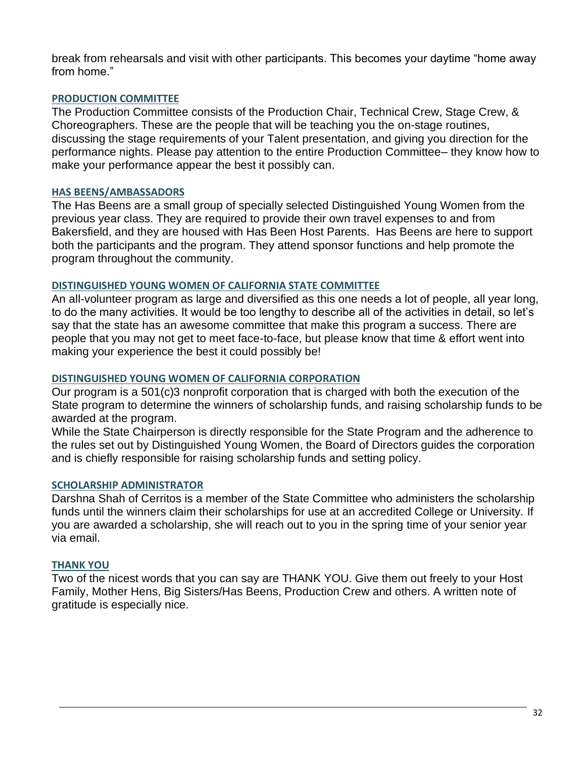break from rehearsals and visit with other participants. This becomes your daytime "home away from home."

## PRODUCTION COMMITTEE

The Production Committee consists of the Production Chair, Technical Crew, Stage Crew, & Choreographers. These are the people that will be teaching you the on-stage routines, discussing the stage requirements of your Talent presentation, and giving you direction for the performance nights. Please pay attention to the entire Production Committee– they know how to make your performance appear the best it possibly can.

## HAS BEENS/AMBASSADORS

The Has Beens are a small group of specially selected Distinguished Young Women from the previous year class. They are required to provide their own travel expenses to and from Bakersfield, and they are housed with Has Been Host Parents. Has Beens are here to support both the participants and the program. They attend sponsor functions and help promote the program throughout the community.

## DISTINGUISHED YOUNG WOMEN OF CALIFORNIA STATE COMMITTEE

An all-volunteer program as large and diversified as this one needs a lot of people, all year long, to do the many activities. It would be too lengthy to describe all of the activities in detail, so let's say that the state has an awesome committee that make this program a success. There are people that you may not get to meet face-to-face, but please know that time & effort went into making your experience the best it could possibly be!

## DISTINGUISHED YOUNG WOMEN OF CALIFORNIA CORPORATION

Our program is a 501(c)3 nonprofit corporation that is charged with both the execution of the State program to determine the winners of scholarship funds, and raising scholarship funds to be awarded at the program.

While the State Chairperson is directly responsible for the State Program and the adherence to the rules set out by Distinguished Young Women, the Board of Directors guides the corporation and is chiefly responsible for raising scholarship funds and setting policy.

## SCHOLARSHIP ADMINISTRATOR

Darshna Shah of Cerritos is a member of the State Committee who administers the scholarship funds until the winners claim their scholarships for use at an accredited College or University. If you are awarded a scholarship, she will reach out to you in the spring time of your senior year via email.

## THANK YOU

Two of the nicest words that you can say are THANK YOU. Give them out freely to your Host Family, Mother Hens, Big Sisters/Has Beens, Production Crew and others. A written note of gratitude is especially nice.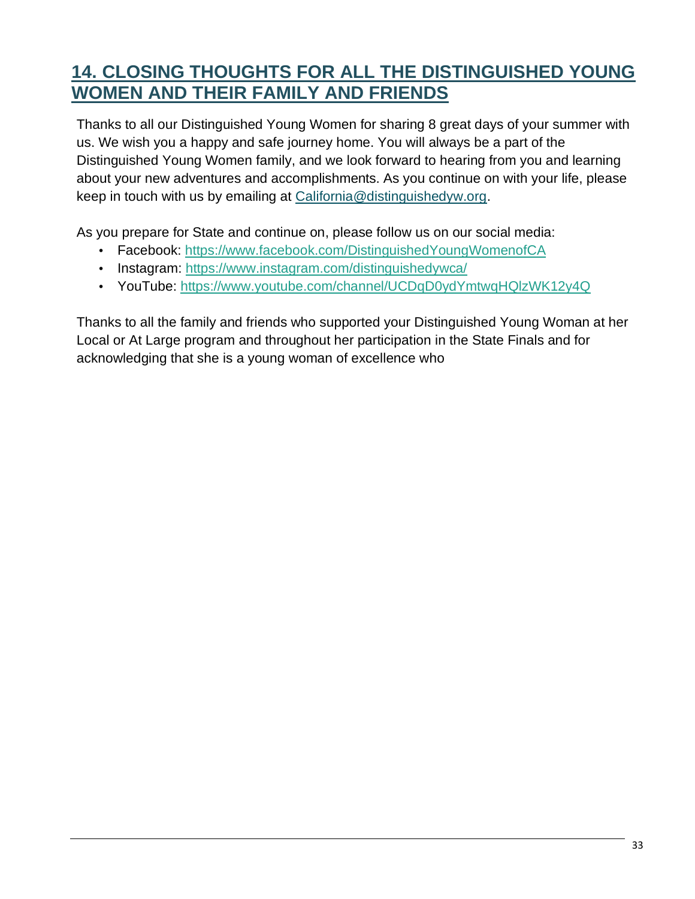## 14. CLOSING THOUGHTS FOR ALL THE DISTINGUISHED YOUNG WOMEN AND THEIR FAMILY AND FRIENDS

Thanks to all our Distinguished Young Women for sharing 8 great days of your summer with us. We wish you a happy and safe journey home. You will always be a part of the Distinguished Young Women family, and we look forward to hearing from you and learning about your new adventures and accomplishments. As you continue on with your life, please keep in touch with us by emailing at California@distinguishedyw.org.

As you prepare for State and continue on, please follow us on our social media:

- Facebook: https://www.facebook.com/DistinguishedYoungWomenofCA
- Instagram: https://www.instagram.com/distinguishedywca/
- YouTube: https://www.youtube.com/channel/UCDqD0ydYmtwqHQlzWK12y4Q

Thanks to all the family and friends who supported your Distinguished Young Woman at her Local or At Large program and throughout her participation in the State Finals and for acknowledging that she is a young woman of excellence who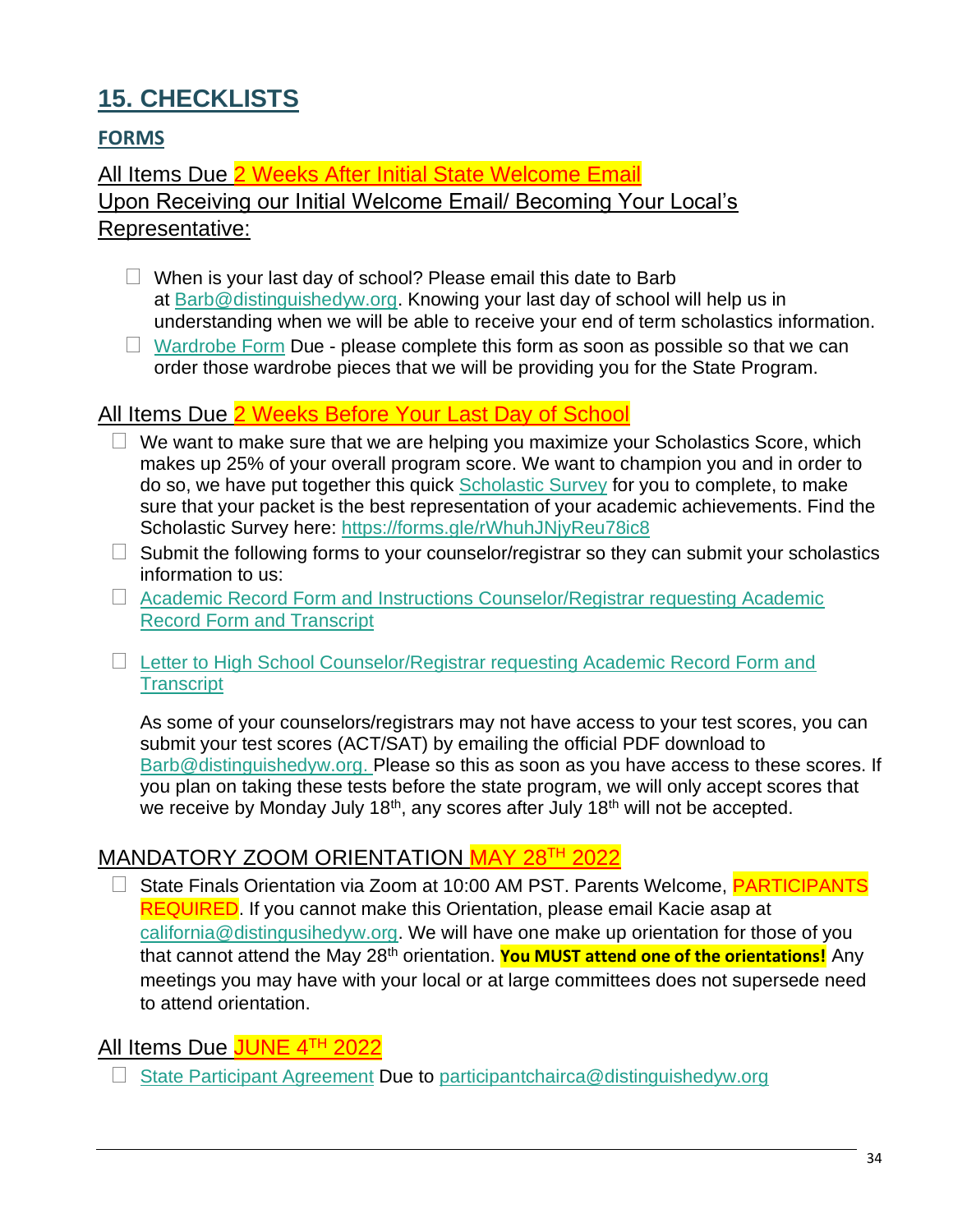# 15. CHECKLISTS

## FORMS

### All Items Due 2 Weeks After Initial State Welcome Email
### Upon Receiving our Initial Welcome Email/ Becoming Your Local's Representative:

- ☐ When is your last day of school? Please email this date to Barb at Barb@distinguishedyw.org. Knowing your last day of school will help us in understanding when we will be able to receive your end of term scholastics information.
- ☐ Wardrobe Form Due - please complete this form as soon as possible so that we can order those wardrobe pieces that we will be providing you for the State Program.

### All Items Due 2 Weeks Before Your Last Day of School

- ☐ We want to make sure that we are helping you maximize your Scholastics Score, which makes up 25% of your overall program score. We want to champion you and in order to do so, we have put together this quick Scholastic Survey for you to complete, to make sure that your packet is the best representation of your academic achievements. Find the Scholastic Survey here: https://forms.gle/rWhuhJNjyReu78ic8
- ☐ Submit the following forms to your counselor/registrar so they can submit your scholastics information to us:
- ☐ Academic Record Form and Instructions Counselor/Registrar requesting Academic Record Form and Transcript
- ☐ Letter to High School Counselor/Registrar requesting Academic Record Form and Transcript

  As some of your counselors/registrars may not have access to your test scores, you can submit your test scores (ACT/SAT) by emailing the official PDF download to Barb@distinguishedyw.org. Please so this as soon as you have access to these scores. If you plan on taking these tests before the state program, we will only accept scores that we receive by Monday July 18th, any scores after July 18th will not be accepted.

### MANDATORY ZOOM ORIENTATION MAY 28TH 2022

- ☐ State Finals Orientation via Zoom at 10:00 AM PST. Parents Welcome, PARTICIPANTS REQUIRED. If you cannot make this Orientation, please email Kacie asap at california@distingusihedyw.org. We will have one make up orientation for those of you that cannot attend the May 28th orientation. **You MUST attend one of the orientations!** Any meetings you may have with your local or at large committees does not supersede need to attend orientation.

### All Items Due JUNE 4TH 2022

- ☐ State Participant Agreement Due to participantchairca@distinguishedyw.org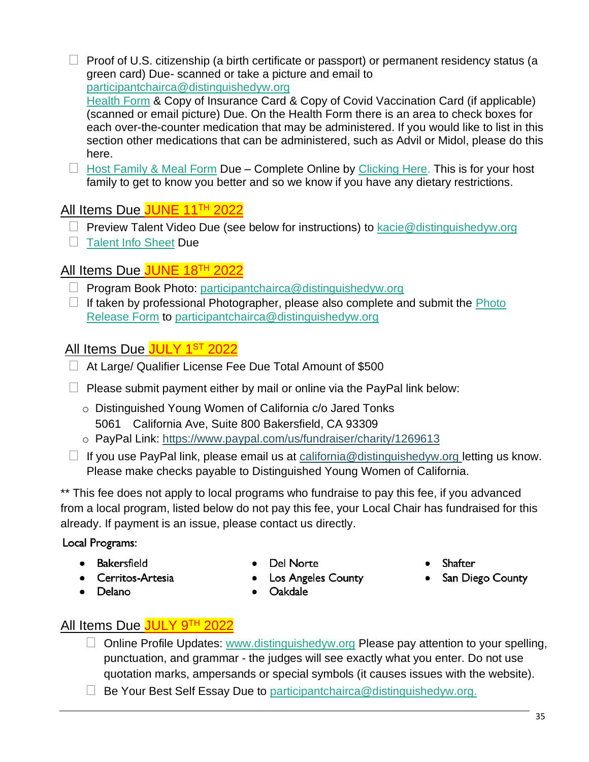- ☐ Proof of U.S. citizenship (a birth certificate or passport) or permanent residency status (a green card) Due- scanned or take a picture and email to participantchairca@distinguishedyw.org
  Health Form & Copy of Insurance Card & Copy of Covid Vaccination Card (if applicable) (scanned or email picture) Due. On the Health Form there is an area to check boxes for each over-the-counter medication that may be administered. If you would like to list in this section other medications that can be administered, such as Advil or Midol, please do this here.
- ☐ Host Family & Meal Form Due – Complete Online by Clicking Here. This is for your host family to get to know you better and so we know if you have any dietary restrictions.

## All Items Due JUNE 11TH 2022

- ☐ Preview Talent Video Due (see below for instructions) to kacie@distinguishedyw.org
- ☐ Talent Info Sheet Due

## All Items Due JUNE 18TH 2022

- ☐ Program Book Photo: participantchairca@distinguishedyw.org
- ☐ If taken by professional Photographer, please also complete and submit the Photo Release Form to participantchairca@distinguishedyw.org

## All Items Due JULY 1ST 2022

- ☐ At Large/ Qualifier License Fee Due Total Amount of $500
- ☐ Please submit payment either by mail or online via the PayPal link below:
  - Distinguished Young Women of California c/o Jared Tonks
    5061 California Ave, Suite 800 Bakersfield, CA 93309
  - PayPal Link: https://www.paypal.com/us/fundraiser/charity/1269613
- ☐ If you use PayPal link, please email us at california@distinguishedyw.org letting us know. Please make checks payable to Distinguished Young Women of California.

** This fee does not apply to local programs who fundraise to pay this fee, if you advanced from a local program, listed below do not pay this fee, your Local Chair has fundraised for this already. If payment is an issue, please contact us directly.

**Local Programs:**

- Bakersfield
- Cerritos-Artesia
- Delano
- Del Norte
- Los Angeles County
- Oakdale
- Shafter
- San Diego County

## All Items Due JULY 9TH 2022

- ☐ Online Profile Updates: www.distinguishedyw.org Please pay attention to your spelling, punctuation, and grammar - the judges will see exactly what you enter. Do not use quotation marks, ampersands or special symbols (it causes issues with the website).
- ☐ Be Your Best Self Essay Due to participantchairca@distinguishedyw.org.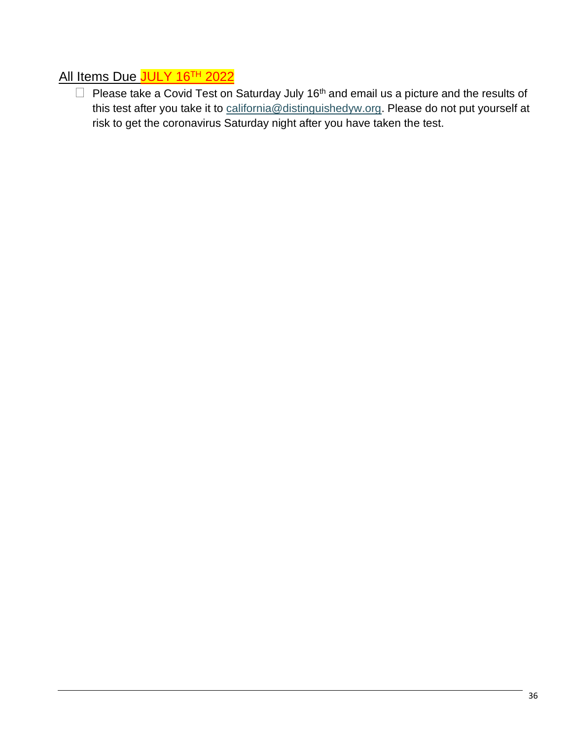## All Items Due JULY 16TH 2022

- [ ] Please take a Covid Test on Saturday July 16th and email us a picture and the results of this test after you take it to california@distinguishedyw.org. Please do not put yourself at risk to get the coronavirus Saturday night after you have taken the test.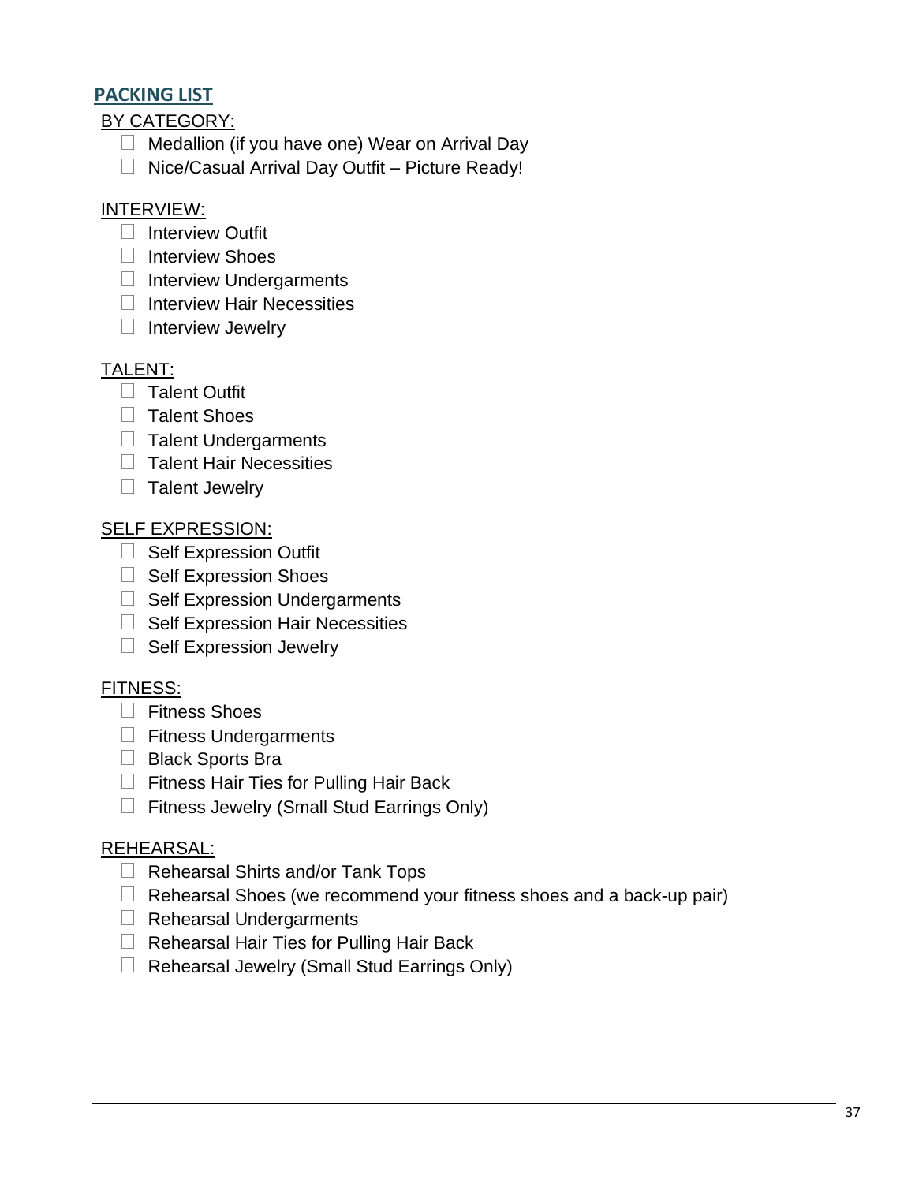## PACKING LIST

BY CATEGORY:

- [ ] Medallion (if you have one) Wear on Arrival Day
- [ ] Nice/Casual Arrival Day Outfit – Picture Ready!

INTERVIEW:

- [ ] Interview Outfit
- [ ] Interview Shoes
- [ ] Interview Undergarments
- [ ] Interview Hair Necessities
- [ ] Interview Jewelry

TALENT:

- [ ] Talent Outfit
- [ ] Talent Shoes
- [ ] Talent Undergarments
- [ ] Talent Hair Necessities
- [ ] Talent Jewelry

SELF EXPRESSION:

- [ ] Self Expression Outfit
- [ ] Self Expression Shoes
- [ ] Self Expression Undergarments
- [ ] Self Expression Hair Necessities
- [ ] Self Expression Jewelry

FITNESS:

- [ ] Fitness Shoes
- [ ] Fitness Undergarments
- [ ] Black Sports Bra
- [ ] Fitness Hair Ties for Pulling Hair Back
- [ ] Fitness Jewelry (Small Stud Earrings Only)

REHEARSAL:

- [ ] Rehearsal Shirts and/or Tank Tops
- [ ] Rehearsal Shoes (we recommend your fitness shoes and a back-up pair)
- [ ] Rehearsal Undergarments
- [ ] Rehearsal Hair Ties for Pulling Hair Back
- [ ] Rehearsal Jewelry (Small Stud Earrings Only)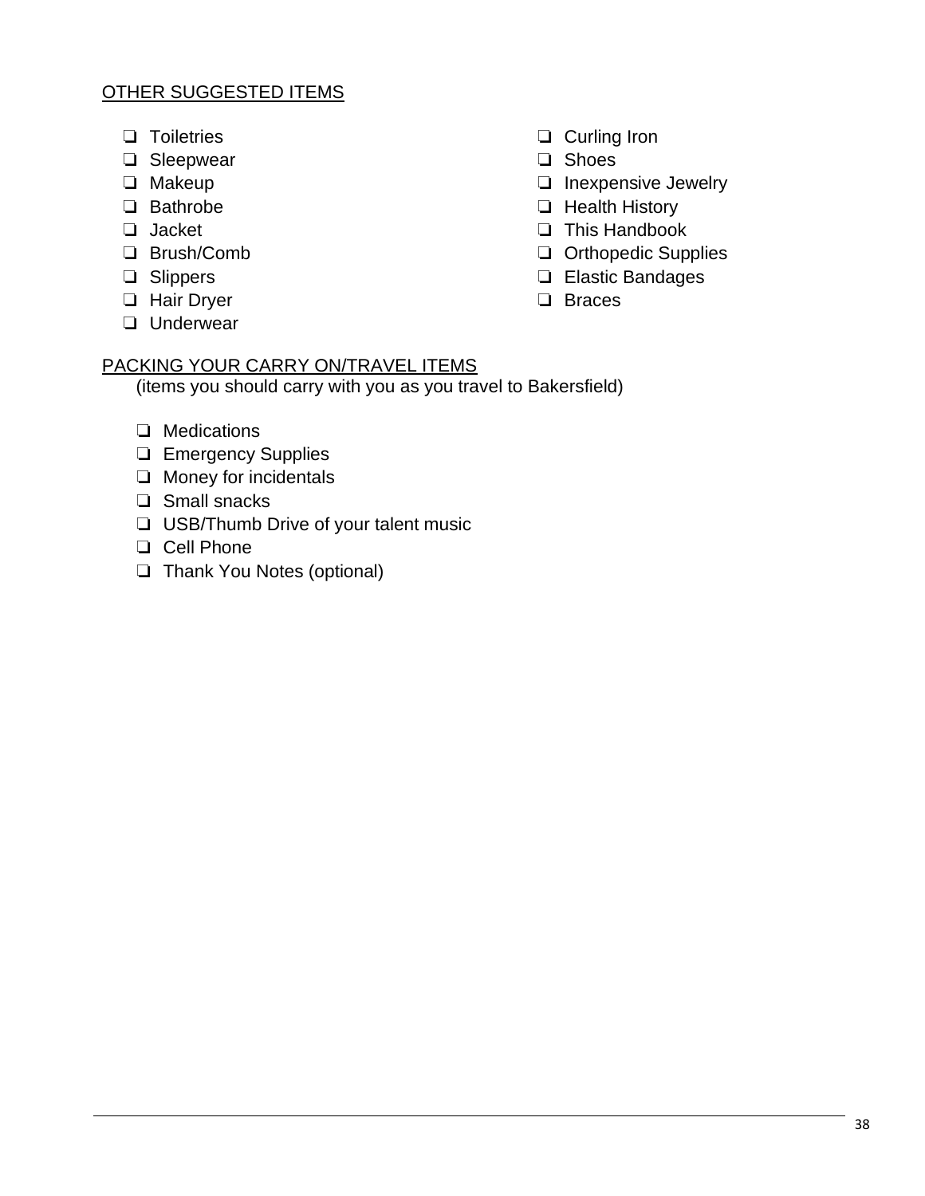<u>OTHER SUGGESTED ITEMS</u>

- ❏ Toiletries
- ❏ Sleepwear
- ❏ Makeup
- ❏ Bathrobe
- ❏ Jacket
- ❏ Brush/Comb
- ❏ Slippers
- ❏ Hair Dryer
- ❏ Underwear
- ❏ Curling Iron
- ❏ Shoes
- ❏ Inexpensive Jewelry
- ❏ Health History
- ❏ This Handbook
- ❏ Orthopedic Supplies
- ❏ Elastic Bandages
- ❏ Braces

<u>PACKING YOUR CARRY ON/TRAVEL ITEMS</u>

(items you should carry with you as you travel to Bakersfield)

- ❏ Medications
- ❏ Emergency Supplies
- ❏ Money for incidentals
- ❏ Small snacks
- ❏ USB/Thumb Drive of your talent music
- ❏ Cell Phone
- ❏ Thank You Notes (optional)